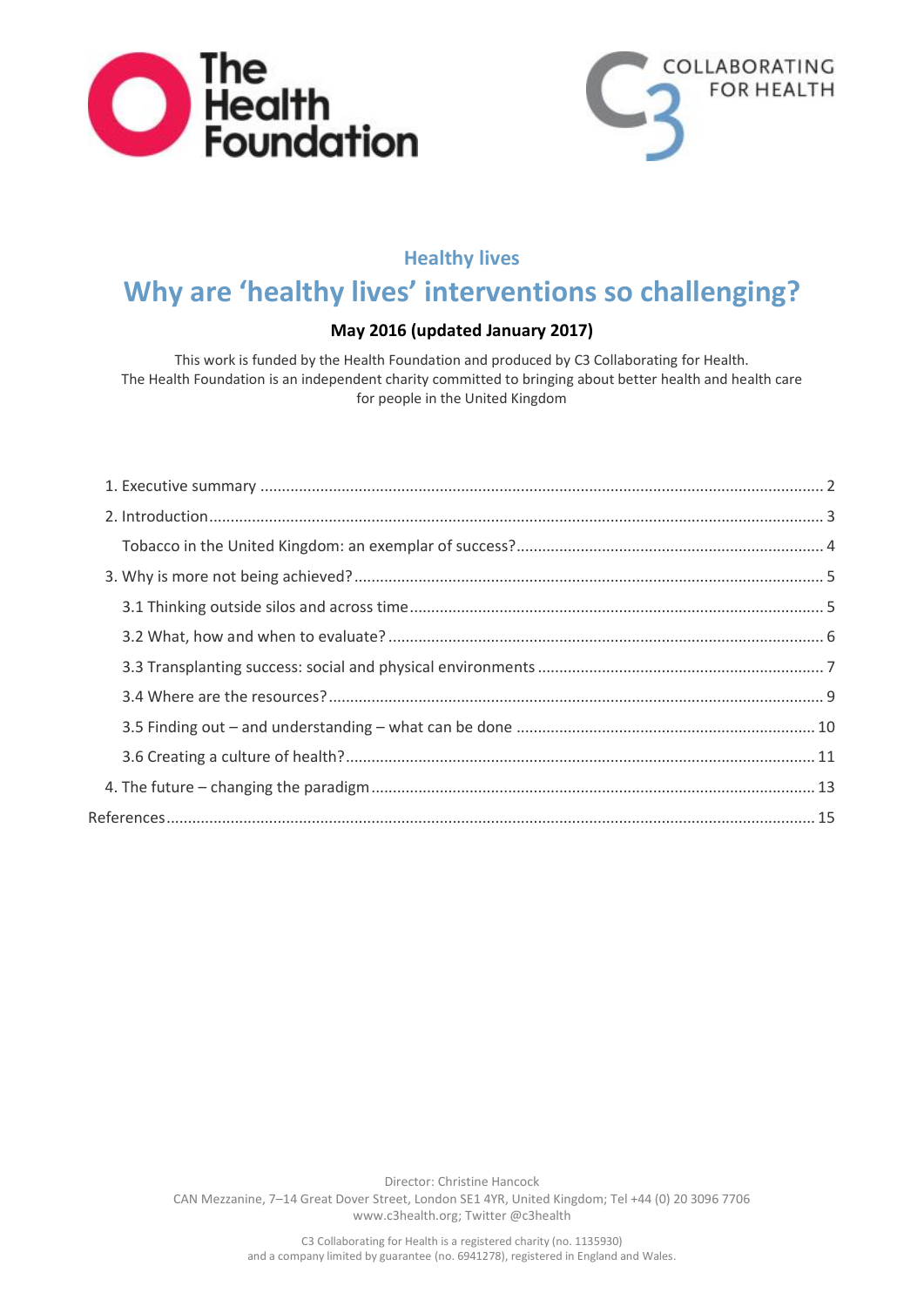The Health Foundation

COLLABORATING FOR HEALTH

**Healthy lives**

# Why are 'healthy lives' interventions so challenging?

**May 2016 (updated January 2017)**

This work is funded by the Health Foundation and produced by C3 Collaborating for Health.
The Health Foundation is an independent charity committed to bringing about better health and health care for people in the United Kingdom

1. Executive summary ... 2
2. Introduction ... 3
   - Tobacco in the United Kingdom: an exemplar of success? ... 4
3. Why is more not being achieved? ... 5
   - 3.1 Thinking outside silos and across time ... 5
   - 3.2 What, how and when to evaluate? ... 6
   - 3.3 Transplanting success: social and physical environments ... 7
   - 3.4 Where are the resources? ... 9
   - 3.5 Finding out – and understanding – what can be done ... 10
   - 3.6 Creating a culture of health? ... 11
4. The future – changing the paradigm ... 13

References ... 15

Director: Christine Hancock
CAN Mezzanine, 7–14 Great Dover Street, London SE1 4YR, United Kingdom; Tel +44 (0) 20 3096 7706
www.c3health.org; Twitter @c3health

C3 Collaborating for Health is a registered charity (no. 1135930)
and a company limited by guarantee (no. 6941278), registered in England and Wales.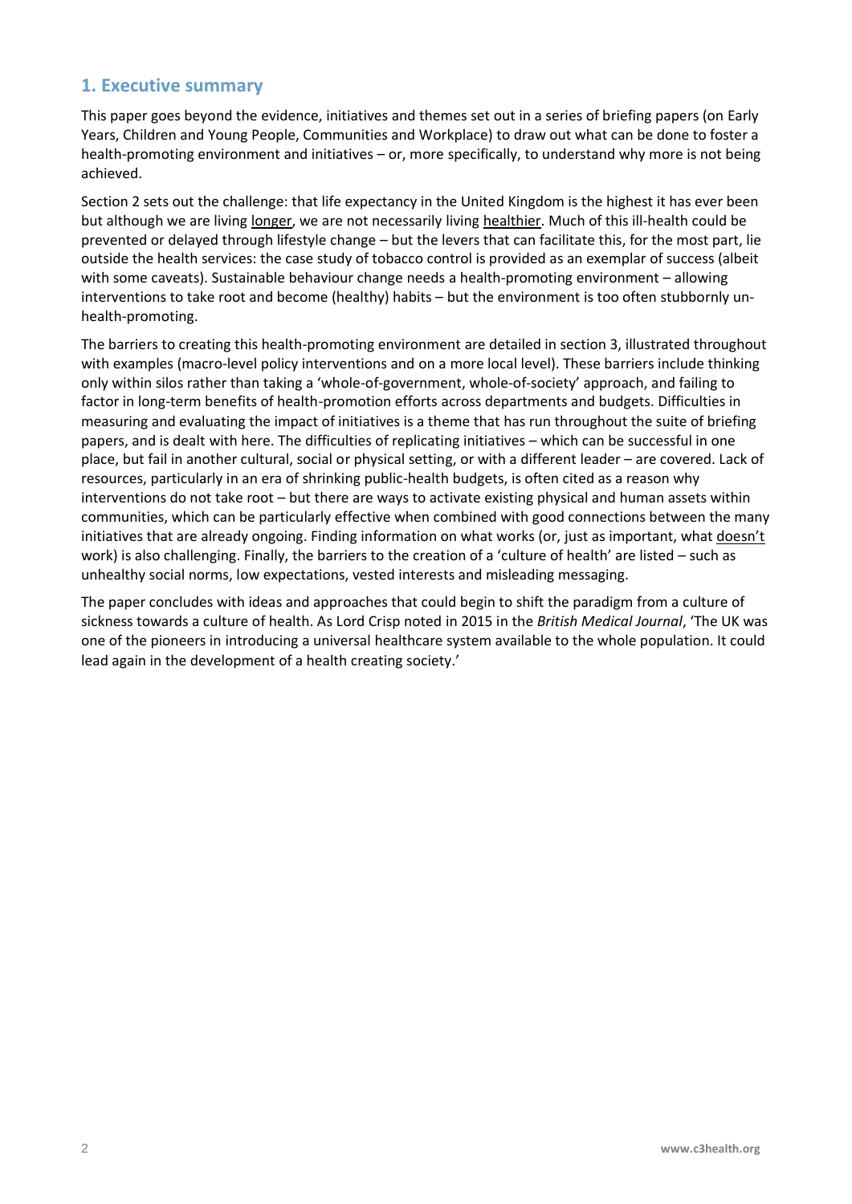## 1. Executive summary

This paper goes beyond the evidence, initiatives and themes set out in a series of briefing papers (on Early Years, Children and Young People, Communities and Workplace) to draw out what can be done to foster a health-promoting environment and initiatives – or, more specifically, to understand why more is not being achieved.

Section 2 sets out the challenge: that life expectancy in the United Kingdom is the highest it has ever been but although we are living longer, we are not necessarily living healthier. Much of this ill-health could be prevented or delayed through lifestyle change – but the levers that can facilitate this, for the most part, lie outside the health services: the case study of tobacco control is provided as an exemplar of success (albeit with some caveats). Sustainable behaviour change needs a health-promoting environment – allowing interventions to take root and become (healthy) habits – but the environment is too often stubbornly un-health-promoting.

The barriers to creating this health-promoting environment are detailed in section 3, illustrated throughout with examples (macro-level policy interventions and on a more local level). These barriers include thinking only within silos rather than taking a 'whole-of-government, whole-of-society' approach, and failing to factor in long-term benefits of health-promotion efforts across departments and budgets. Difficulties in measuring and evaluating the impact of initiatives is a theme that has run throughout the suite of briefing papers, and is dealt with here. The difficulties of replicating initiatives – which can be successful in one place, but fail in another cultural, social or physical setting, or with a different leader – are covered. Lack of resources, particularly in an era of shrinking public-health budgets, is often cited as a reason why interventions do not take root – but there are ways to activate existing physical and human assets within communities, which can be particularly effective when combined with good connections between the many initiatives that are already ongoing. Finding information on what works (or, just as important, what doesn't work) is also challenging. Finally, the barriers to the creation of a 'culture of health' are listed – such as unhealthy social norms, low expectations, vested interests and misleading messaging.

The paper concludes with ideas and approaches that could begin to shift the paradigm from a culture of sickness towards a culture of health. As Lord Crisp noted in 2015 in the *British Medical Journal*, 'The UK was one of the pioneers in introducing a universal healthcare system available to the whole population. It could lead again in the development of a health creating society.'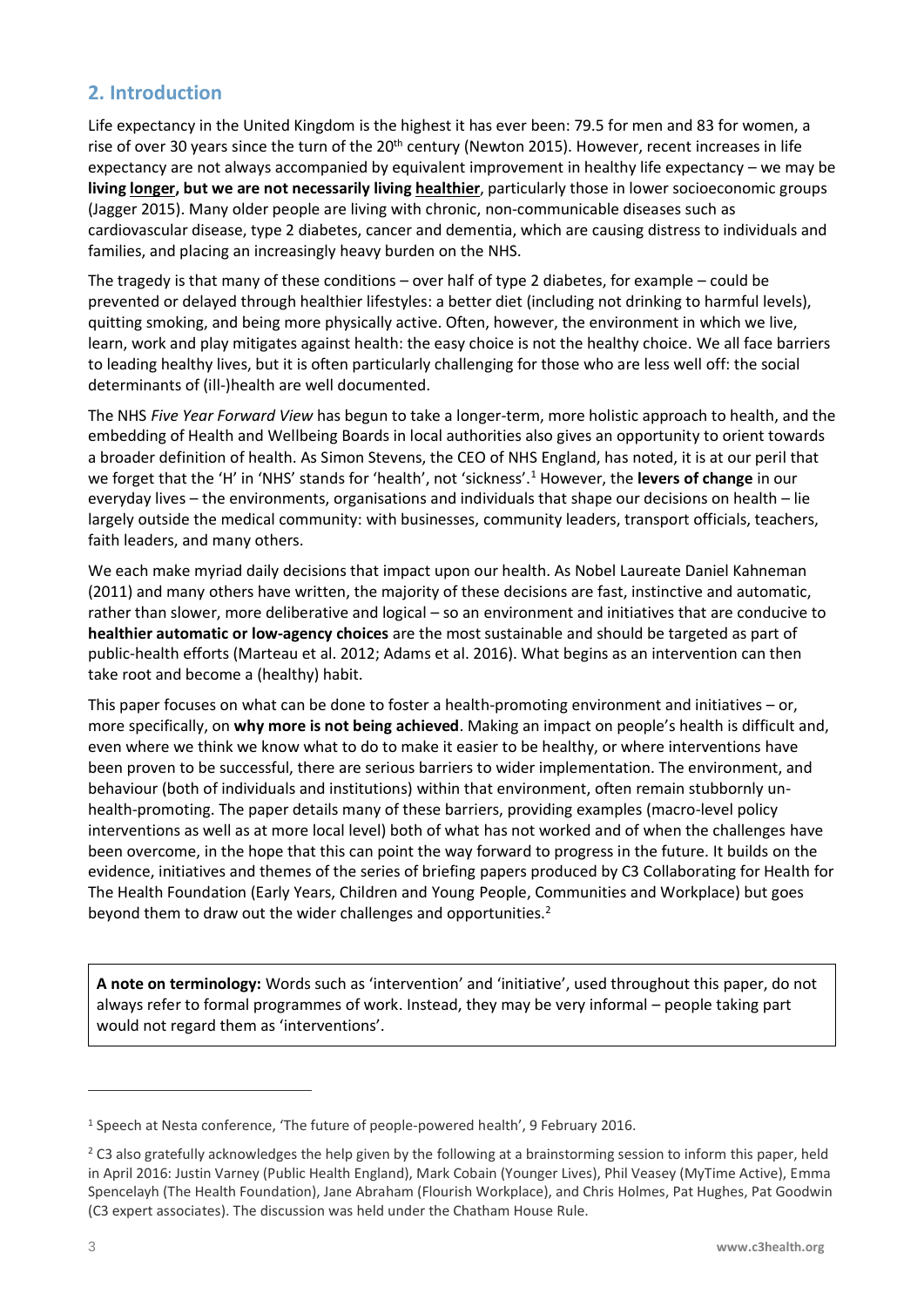## 2. Introduction

Life expectancy in the United Kingdom is the highest it has ever been: 79.5 for men and 83 for women, a rise of over 30 years since the turn of the 20th century (Newton 2015). However, recent increases in life expectancy are not always accompanied by equivalent improvement in healthy life expectancy – we may be **living longer, but we are not necessarily living healthier**, particularly those in lower socioeconomic groups (Jagger 2015). Many older people are living with chronic, non-communicable diseases such as cardiovascular disease, type 2 diabetes, cancer and dementia, which are causing distress to individuals and families, and placing an increasingly heavy burden on the NHS.

The tragedy is that many of these conditions – over half of type 2 diabetes, for example – could be prevented or delayed through healthier lifestyles: a better diet (including not drinking to harmful levels), quitting smoking, and being more physically active. Often, however, the environment in which we live, learn, work and play mitigates against health: the easy choice is not the healthy choice. We all face barriers to leading healthy lives, but it is often particularly challenging for those who are less well off: the social determinants of (ill-)health are well documented.

The NHS *Five Year Forward View* has begun to take a longer-term, more holistic approach to health, and the embedding of Health and Wellbeing Boards in local authorities also gives an opportunity to orient towards a broader definition of health. As Simon Stevens, the CEO of NHS England, has noted, it is at our peril that we forget that the 'H' in 'NHS' stands for 'health', not 'sickness'.[1] However, the **levers of change** in our everyday lives – the environments, organisations and individuals that shape our decisions on health – lie largely outside the medical community: with businesses, community leaders, transport officials, teachers, faith leaders, and many others.

We each make myriad daily decisions that impact upon our health. As Nobel Laureate Daniel Kahneman (2011) and many others have written, the majority of these decisions are fast, instinctive and automatic, rather than slower, more deliberative and logical – so an environment and initiatives that are conducive to **healthier automatic or low-agency choices** are the most sustainable and should be targeted as part of public-health efforts (Marteau et al. 2012; Adams et al. 2016). What begins as an intervention can then take root and become a (healthy) habit.

This paper focuses on what can be done to foster a health-promoting environment and initiatives – or, more specifically, on **why more is not being achieved**. Making an impact on people's health is difficult and, even where we think we know what to do to make it easier to be healthy, or where interventions have been proven to be successful, there are serious barriers to wider implementation. The environment, and behaviour (both of individuals and institutions) within that environment, often remain stubbornly un-health-promoting. The paper details many of these barriers, providing examples (macro-level policy interventions as well as at more local level) both of what has not worked and of when the challenges have been overcome, in the hope that this can point the way forward to progress in the future. It builds on the evidence, initiatives and themes of the series of briefing papers produced by C3 Collaborating for Health for The Health Foundation (Early Years, Children and Young People, Communities and Workplace) but goes beyond them to draw out the wider challenges and opportunities.[2]

**A note on terminology:** Words such as 'intervention' and 'initiative', used throughout this paper, do not always refer to formal programmes of work. Instead, they may be very informal – people taking part would not regard them as 'interventions'.

---

[1] Speech at Nesta conference, 'The future of people-powered health', 9 February 2016.

[2] C3 also gratefully acknowledges the help given by the following at a brainstorming session to inform this paper, held in April 2016: Justin Varney (Public Health England), Mark Cobain (Younger Lives), Phil Veasey (MyTime Active), Emma Spencelayh (The Health Foundation), Jane Abraham (Flourish Workplace), and Chris Holmes, Pat Hughes, Pat Goodwin (C3 expert associates). The discussion was held under the Chatham House Rule.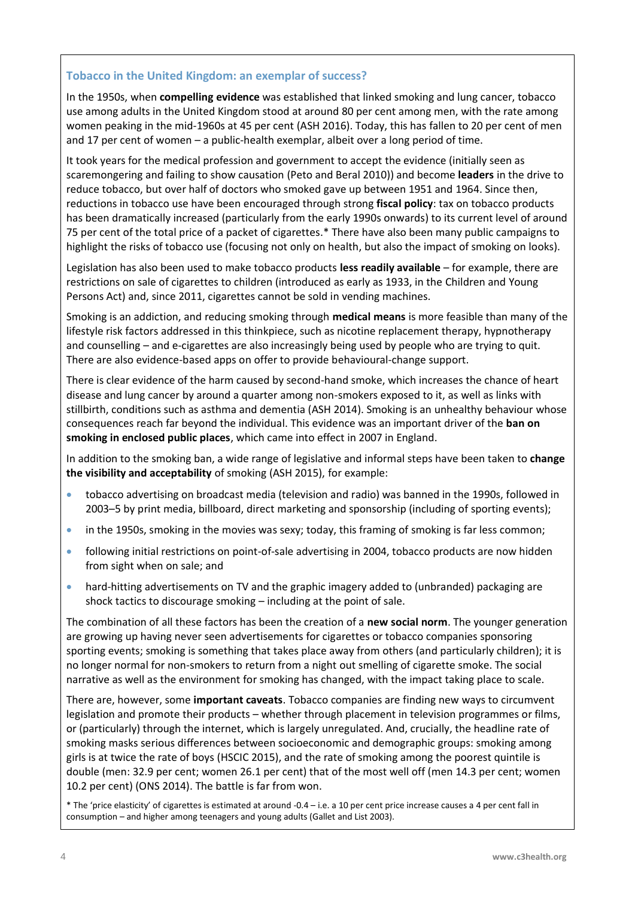### Tobacco in the United Kingdom: an exemplar of success?

In the 1950s, when **compelling evidence** was established that linked smoking and lung cancer, tobacco use among adults in the United Kingdom stood at around 80 per cent among men, with the rate among women peaking in the mid-1960s at 45 per cent (ASH 2016). Today, this has fallen to 20 per cent of men and 17 per cent of women – a public-health exemplar, albeit over a long period of time.

It took years for the medical profession and government to accept the evidence (initially seen as scaremongering and failing to show causation (Peto and Beral 2010)) and become **leaders** in the drive to reduce tobacco, but over half of doctors who smoked gave up between 1951 and 1964. Since then, reductions in tobacco use have been encouraged through strong **fiscal policy**: tax on tobacco products has been dramatically increased (particularly from the early 1990s onwards) to its current level of around 75 per cent of the total price of a packet of cigarettes.* There have also been many public campaigns to highlight the risks of tobacco use (focusing not only on health, but also the impact of smoking on looks).

Legislation has also been used to make tobacco products **less readily available** – for example, there are restrictions on sale of cigarettes to children (introduced as early as 1933, in the Children and Young Persons Act) and, since 2011, cigarettes cannot be sold in vending machines.

Smoking is an addiction, and reducing smoking through **medical means** is more feasible than many of the lifestyle risk factors addressed in this thinkpiece, such as nicotine replacement therapy, hypnotherapy and counselling – and e-cigarettes are also increasingly being used by people who are trying to quit. There are also evidence-based apps on offer to provide behavioural-change support.

There is clear evidence of the harm caused by second-hand smoke, which increases the chance of heart disease and lung cancer by around a quarter among non-smokers exposed to it, as well as links with stillbirth, conditions such as asthma and dementia (ASH 2014). Smoking is an unhealthy behaviour whose consequences reach far beyond the individual. This evidence was an important driver of the **ban on smoking in enclosed public places**, which came into effect in 2007 in England.

In addition to the smoking ban, a wide range of legislative and informal steps have been taken to **change the visibility and acceptability** of smoking (ASH 2015), for example:

- tobacco advertising on broadcast media (television and radio) was banned in the 1990s, followed in 2003–5 by print media, billboard, direct marketing and sponsorship (including of sporting events);
- in the 1950s, smoking in the movies was sexy; today, this framing of smoking is far less common;
- following initial restrictions on point-of-sale advertising in 2004, tobacco products are now hidden from sight when on sale; and
- hard-hitting advertisements on TV and the graphic imagery added to (unbranded) packaging are shock tactics to discourage smoking – including at the point of sale.

The combination of all these factors has been the creation of a **new social norm**. The younger generation are growing up having never seen advertisements for cigarettes or tobacco companies sponsoring sporting events; smoking is something that takes place away from others (and particularly children); it is no longer normal for non-smokers to return from a night out smelling of cigarette smoke. The social narrative as well as the environment for smoking has changed, with the impact taking place to scale.

There are, however, some **important caveats**. Tobacco companies are finding new ways to circumvent legislation and promote their products – whether through placement in television programmes or films, or (particularly) through the internet, which is largely unregulated. And, crucially, the headline rate of smoking masks serious differences between socioeconomic and demographic groups: smoking among girls is at twice the rate of boys (HSCIC 2015), and the rate of smoking among the poorest quintile is double (men: 32.9 per cent; women 26.1 per cent) that of the most well off (men 14.3 per cent; women 10.2 per cent) (ONS 2014). The battle is far from won.

* The 'price elasticity' of cigarettes is estimated at around -0.4 – i.e. a 10 per cent price increase causes a 4 per cent fall in consumption – and higher among teenagers and young adults (Gallet and List 2003).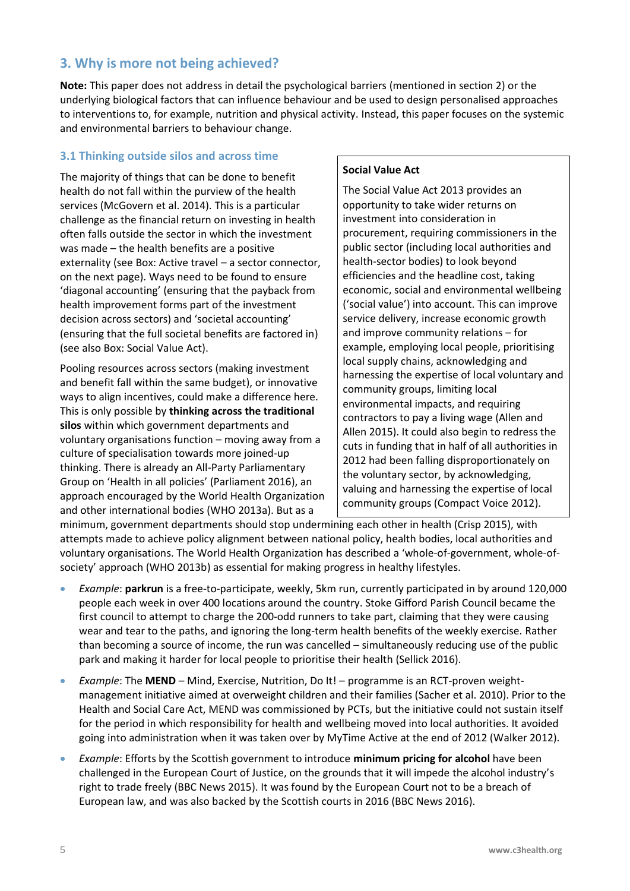## 3. Why is more not being achieved?

**Note:** This paper does not address in detail the psychological barriers (mentioned in section 2) or the underlying biological factors that can influence behaviour and be used to design personalised approaches to interventions to, for example, nutrition and physical activity. Instead, this paper focuses on the systemic and environmental barriers to behaviour change.

### 3.1 Thinking outside silos and across time

The majority of things that can be done to benefit health do not fall within the purview of the health services (McGovern et al. 2014). This is a particular challenge as the financial return on investing in health often falls outside the sector in which the investment was made – the health benefits are a positive externality (see Box: Active travel – a sector connector, on the next page). Ways need to be found to ensure 'diagonal accounting' (ensuring that the payback from health improvement forms part of the investment decision across sectors) and 'societal accounting' (ensuring that the full societal benefits are factored in) (see also Box: Social Value Act).

Pooling resources across sectors (making investment and benefit fall within the same budget), or innovative ways to align incentives, could make a difference here. This is only possible by **thinking across the traditional silos** within which government departments and voluntary organisations function – moving away from a culture of specialisation towards more joined-up thinking. There is already an All-Party Parliamentary Group on 'Health in all policies' (Parliament 2016), an approach encouraged by the World Health Organization and other international bodies (WHO 2013a). But as a minimum, government departments should stop undermining each other in health (Crisp 2015), with attempts made to achieve policy alignment between national policy, health bodies, local authorities and voluntary organisations. The World Health Organization has described a 'whole-of-government, whole-of-society' approach (WHO 2013b) as essential for making progress in healthy lifestyles.

> **Social Value Act**
>
> The Social Value Act 2013 provides an opportunity to take wider returns on investment into consideration in procurement, requiring commissioners in the public sector (including local authorities and health-sector bodies) to look beyond efficiencies and the headline cost, taking economic, social and environmental wellbeing ('social value') into account. This can improve service delivery, increase economic growth and improve community relations – for example, employing local people, prioritising local supply chains, acknowledging and harnessing the expertise of local voluntary and community groups, limiting local environmental impacts, and requiring contractors to pay a living wage (Allen and Allen 2015). It could also begin to redress the cuts in funding that in half of all authorities in 2012 had been falling disproportionately on the voluntary sector, by acknowledging, valuing and harnessing the expertise of local community groups (Compact Voice 2012).

- *Example*: **parkrun** is a free-to-participate, weekly, 5km run, currently participated in by around 120,000 people each week in over 400 locations around the country. Stoke Gifford Parish Council became the first council to attempt to charge the 200-odd runners to take part, claiming that they were causing wear and tear to the paths, and ignoring the long-term health benefits of the weekly exercise. Rather than becoming a source of income, the run was cancelled – simultaneously reducing use of the public park and making it harder for local people to prioritise their health (Sellick 2016).
- *Example*: The **MEND** – Mind, Exercise, Nutrition, Do It! – programme is an RCT-proven weight-management initiative aimed at overweight children and their families (Sacher et al. 2010). Prior to the Health and Social Care Act, MEND was commissioned by PCTs, but the initiative could not sustain itself for the period in which responsibility for health and wellbeing moved into local authorities. It avoided going into administration when it was taken over by MyTime Active at the end of 2012 (Walker 2012).
- *Example*: Efforts by the Scottish government to introduce **minimum pricing for alcohol** have been challenged in the European Court of Justice, on the grounds that it will impede the alcohol industry's right to trade freely (BBC News 2015). It was found by the European Court not to be a breach of European law, and was also backed by the Scottish courts in 2016 (BBC News 2016).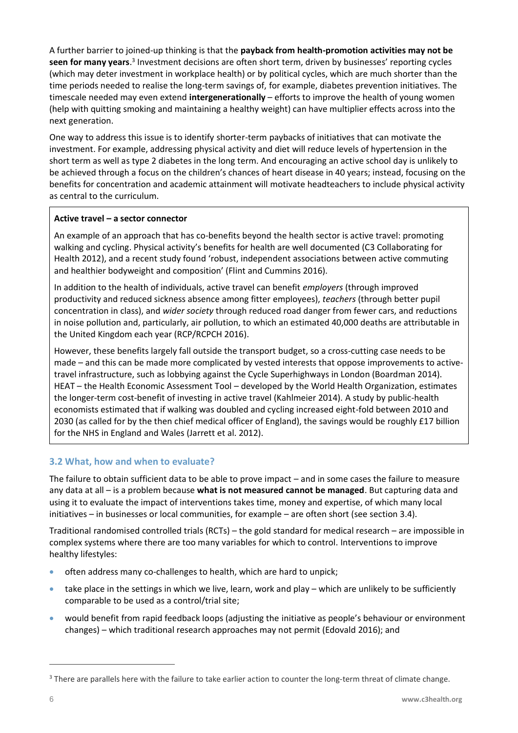A further barrier to joined-up thinking is that the **payback from health-promotion activities may not be seen for many years**.[3] Investment decisions are often short term, driven by businesses' reporting cycles (which may deter investment in workplace health) or by political cycles, which are much shorter than the time periods needed to realise the long-term savings of, for example, diabetes prevention initiatives. The timescale needed may even extend **intergenerationally** – efforts to improve the health of young women (help with quitting smoking and maintaining a healthy weight) can have multiplier effects across into the next generation.

One way to address this issue is to identify shorter-term paybacks of initiatives that can motivate the investment. For example, addressing physical activity and diet will reduce levels of hypertension in the short term as well as type 2 diabetes in the long term. And encouraging an active school day is unlikely to be achieved through a focus on the children's chances of heart disease in 40 years; instead, focusing on the benefits for concentration and academic attainment will motivate headteachers to include physical activity as central to the curriculum.

> **Active travel – a sector connector**
>
> An example of an approach that has co-benefits beyond the health sector is active travel: promoting walking and cycling. Physical activity's benefits for health are well documented (C3 Collaborating for Health 2012), and a recent study found 'robust, independent associations between active commuting and healthier bodyweight and composition' (Flint and Cummins 2016).
>
> In addition to the health of individuals, active travel can benefit *employers* (through improved productivity and reduced sickness absence among fitter employees), *teachers* (through better pupil concentration in class), and *wider society* through reduced road danger from fewer cars, and reductions in noise pollution and, particularly, air pollution, to which an estimated 40,000 deaths are attributable in the United Kingdom each year (RCP/RCPCH 2016).
>
> However, these benefits largely fall outside the transport budget, so a cross-cutting case needs to be made – and this can be made more complicated by vested interests that oppose improvements to active-travel infrastructure, such as lobbying against the Cycle Superhighways in London (Boardman 2014). HEAT – the Health Economic Assessment Tool – developed by the World Health Organization, estimates the longer-term cost-benefit of investing in active travel (Kahlmeier 2014). A study by public-health economists estimated that if walking was doubled and cycling increased eight-fold between 2010 and 2030 (as called for by the then chief medical officer of England), the savings would be roughly £17 billion for the NHS in England and Wales (Jarrett et al. 2012).

### 3.2 What, how and when to evaluate?

The failure to obtain sufficient data to be able to prove impact – and in some cases the failure to measure any data at all – is a problem because **what is not measured cannot be managed**. But capturing data and using it to evaluate the impact of interventions takes time, money and expertise, of which many local initiatives – in businesses or local communities, for example – are often short (see section 3.4).

Traditional randomised controlled trials (RCTs) – the gold standard for medical research – are impossible in complex systems where there are too many variables for which to control. Interventions to improve healthy lifestyles:

- often address many co-challenges to health, which are hard to unpick;
- take place in the settings in which we live, learn, work and play – which are unlikely to be sufficiently comparable to be used as a control/trial site;
- would benefit from rapid feedback loops (adjusting the initiative as people's behaviour or environment changes) – which traditional research approaches may not permit (Edovald 2016); and

---

[3] There are parallels here with the failure to take earlier action to counter the long-term threat of climate change.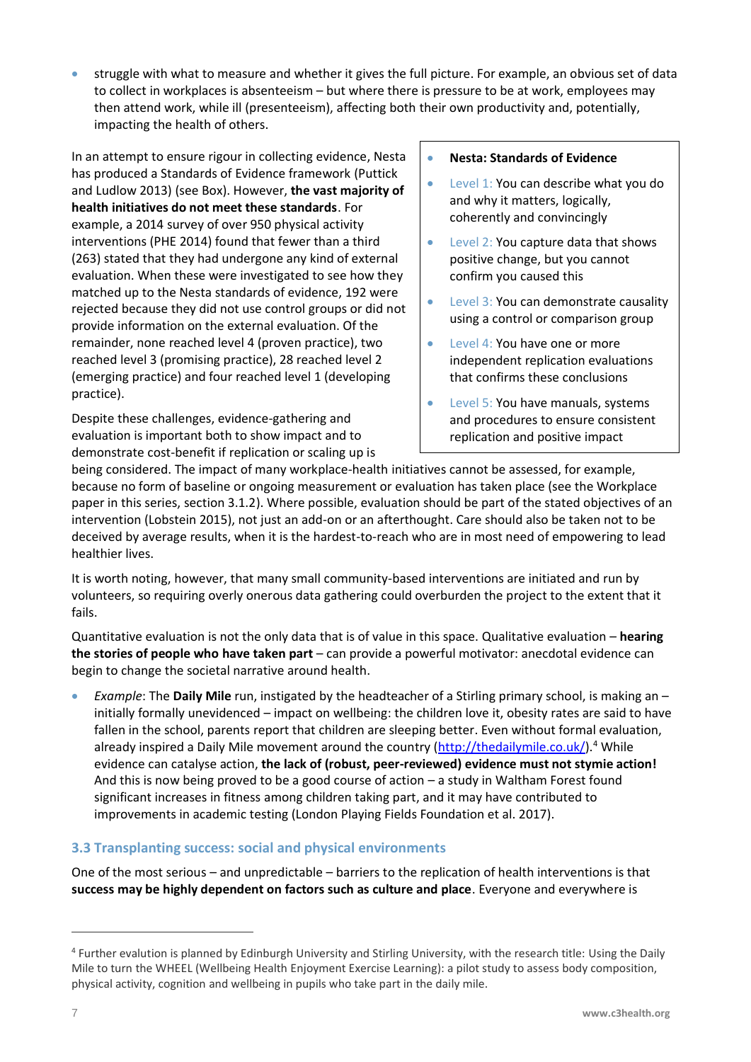- struggle with what to measure and whether it gives the full picture. For example, an obvious set of data to collect in workplaces is absenteeism – but where there is pressure to be at work, employees may then attend work, while ill (presenteeism), affecting both their own productivity and, potentially, impacting the health of others.

In an attempt to ensure rigour in collecting evidence, Nesta has produced a Standards of Evidence framework (Puttick and Ludlow 2013) (see Box). However, **the vast majority of health initiatives do not meet these standards**. For example, a 2014 survey of over 950 physical activity interventions (PHE 2014) found that fewer than a third (263) stated that they had undergone any kind of external evaluation. When these were investigated to see how they matched up to the Nesta standards of evidence, 192 were rejected because they did not use control groups or did not provide information on the external evaluation. Of the remainder, none reached level 4 (proven practice), two reached level 3 (promising practice), 28 reached level 2 (emerging practice) and four reached level 1 (developing practice).

> - **Nesta: Standards of Evidence**
> - Level 1: You can describe what you do and why it matters, logically, coherently and convincingly
> - Level 2: You capture data that shows positive change, but you cannot confirm you caused this
> - Level 3: You can demonstrate causality using a control or comparison group
> - Level 4: You have one or more independent replication evaluations that confirms these conclusions
> - Level 5: You have manuals, systems and procedures to ensure consistent replication and positive impact

Despite these challenges, evidence-gathering and evaluation is important both to show impact and to demonstrate cost-benefit if replication or scaling up is being considered. The impact of many workplace-health initiatives cannot be assessed, for example, because no form of baseline or ongoing measurement or evaluation has taken place (see the Workplace paper in this series, section 3.1.2). Where possible, evaluation should be part of the stated objectives of an intervention (Lobstein 2015), not just an add-on or an afterthought. Care should also be taken not to be deceived by average results, when it is the hardest-to-reach who are in most need of empowering to lead healthier lives.

It is worth noting, however, that many small community-based interventions are initiated and run by volunteers, so requiring overly onerous data gathering could overburden the project to the extent that it fails.

Quantitative evaluation is not the only data that is of value in this space. Qualitative evaluation – **hearing the stories of people who have taken part** – can provide a powerful motivator: anecdotal evidence can begin to change the societal narrative around health.

- *Example*: The **Daily Mile** run, instigated by the headteacher of a Stirling primary school, is making an – initially formally unevidenced – impact on wellbeing: the children love it, obesity rates are said to have fallen in the school, parents report that children are sleeping better. Even without formal evaluation, already inspired a Daily Mile movement around the country (http://thedailymile.co.uk/).[4] While evidence can catalyse action, **the lack of (robust, peer-reviewed) evidence must not stymie action!** And this is now being proved to be a good course of action – a study in Waltham Forest found significant increases in fitness among children taking part, and it may have contributed to improvements in academic testing (London Playing Fields Foundation et al. 2017).

### 3.3 Transplanting success: social and physical environments

One of the most serious – and unpredictable – barriers to the replication of health interventions is that **success may be highly dependent on factors such as culture and place**. Everyone and everywhere is

[4] Further evalution is planned by Edinburgh University and Stirling University, with the research title: Using the Daily Mile to turn the WHEEL (Wellbeing Health Enjoyment Exercise Learning): a pilot study to assess body composition, physical activity, cognition and wellbeing in pupils who take part in the daily mile.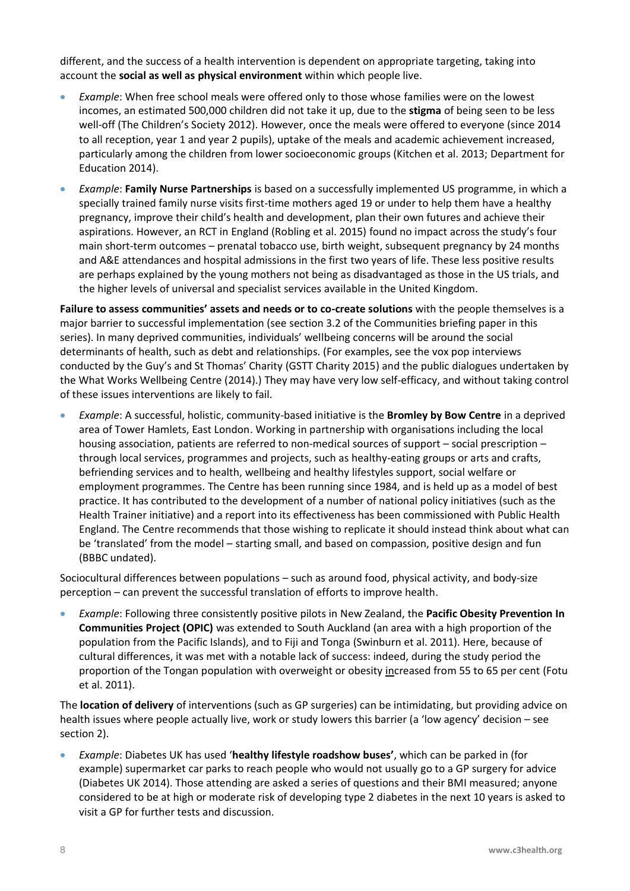different, and the success of a health intervention is dependent on appropriate targeting, taking into account the **social as well as physical environment** within which people live.

- *Example*: When free school meals were offered only to those whose families were on the lowest incomes, an estimated 500,000 children did not take it up, due to the **stigma** of being seen to be less well-off (The Children's Society 2012). However, once the meals were offered to everyone (since 2014 to all reception, year 1 and year 2 pupils), uptake of the meals and academic achievement increased, particularly among the children from lower socioeconomic groups (Kitchen et al. 2013; Department for Education 2014).
- *Example*: **Family Nurse Partnerships** is based on a successfully implemented US programme, in which a specially trained family nurse visits first-time mothers aged 19 or under to help them have a healthy pregnancy, improve their child's health and development, plan their own futures and achieve their aspirations. However, an RCT in England (Robling et al. 2015) found no impact across the study's four main short-term outcomes – prenatal tobacco use, birth weight, subsequent pregnancy by 24 months and A&E attendances and hospital admissions in the first two years of life. These less positive results are perhaps explained by the young mothers not being as disadvantaged as those in the US trials, and the higher levels of universal and specialist services available in the United Kingdom.

**Failure to assess communities' assets and needs or to co-create solutions** with the people themselves is a major barrier to successful implementation (see section 3.2 of the Communities briefing paper in this series). In many deprived communities, individuals' wellbeing concerns will be around the social determinants of health, such as debt and relationships. (For examples, see the vox pop interviews conducted by the Guy's and St Thomas' Charity (GSTT Charity 2015) and the public dialogues undertaken by the What Works Wellbeing Centre (2014).) They may have very low self-efficacy, and without taking control of these issues interventions are likely to fail.

- *Example*: A successful, holistic, community-based initiative is the **Bromley by Bow Centre** in a deprived area of Tower Hamlets, East London. Working in partnership with organisations including the local housing association, patients are referred to non-medical sources of support – social prescription – through local services, programmes and projects, such as healthy-eating groups or arts and crafts, befriending services and to health, wellbeing and healthy lifestyles support, social welfare or employment programmes. The Centre has been running since 1984, and is held up as a model of best practice. It has contributed to the development of a number of national policy initiatives (such as the Health Trainer initiative) and a report into its effectiveness has been commissioned with Public Health England. The Centre recommends that those wishing to replicate it should instead think about what can be 'translated' from the model – starting small, and based on compassion, positive design and fun (BBBC undated).

Sociocultural differences between populations – such as around food, physical activity, and body-size perception – can prevent the successful translation of efforts to improve health.

- *Example*: Following three consistently positive pilots in New Zealand, the **Pacific Obesity Prevention In Communities Project (OPIC)** was extended to South Auckland (an area with a high proportion of the population from the Pacific Islands), and to Fiji and Tonga (Swinburn et al. 2011). Here, because of cultural differences, it was met with a notable lack of success: indeed, during the study period the proportion of the Tongan population with overweight or obesity increased from 55 to 65 per cent (Fotu et al. 2011).

The **location of delivery** of interventions (such as GP surgeries) can be intimidating, but providing advice on health issues where people actually live, work or study lowers this barrier (a 'low agency' decision – see section 2).

- *Example*: Diabetes UK has used '**healthy lifestyle roadshow buses'**, which can be parked in (for example) supermarket car parks to reach people who would not usually go to a GP surgery for advice (Diabetes UK 2014). Those attending are asked a series of questions and their BMI measured; anyone considered to be at high or moderate risk of developing type 2 diabetes in the next 10 years is asked to visit a GP for further tests and discussion.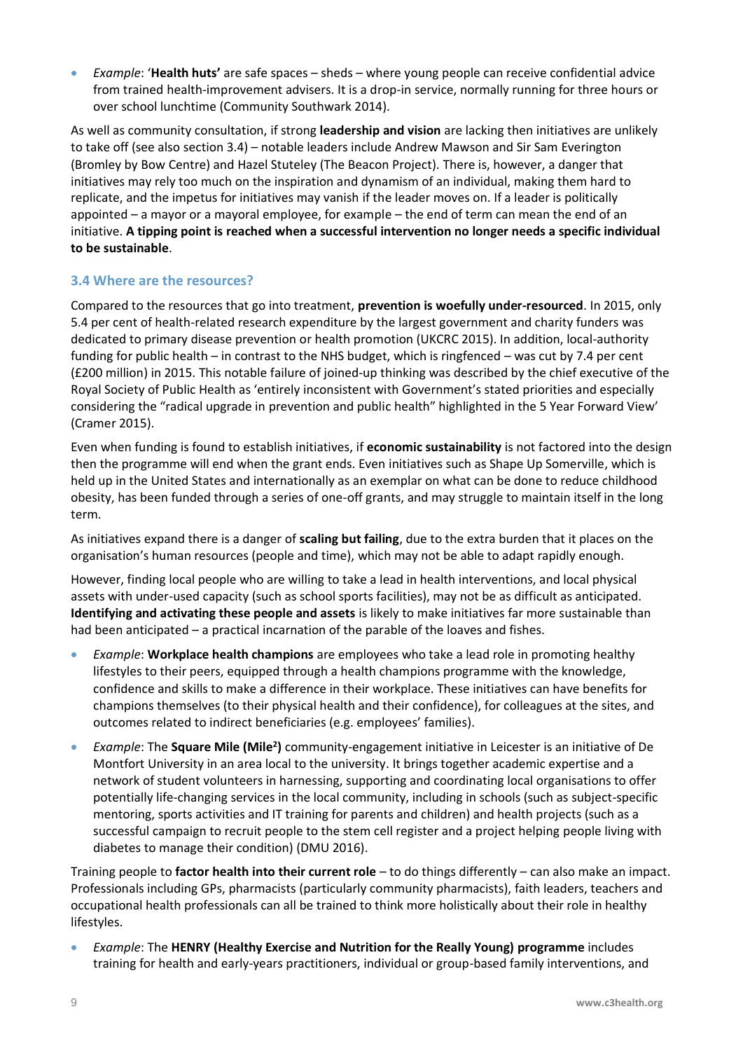- *Example*: '**Health huts'** are safe spaces – sheds – where young people can receive confidential advice from trained health-improvement advisers. It is a drop-in service, normally running for three hours or over school lunchtime (Community Southwark 2014).

As well as community consultation, if strong **leadership and vision** are lacking then initiatives are unlikely to take off (see also section 3.4) – notable leaders include Andrew Mawson and Sir Sam Everington (Bromley by Bow Centre) and Hazel Stuteley (The Beacon Project). There is, however, a danger that initiatives may rely too much on the inspiration and dynamism of an individual, making them hard to replicate, and the impetus for initiatives may vanish if the leader moves on. If a leader is politically appointed – a mayor or a mayoral employee, for example – the end of term can mean the end of an initiative. **A tipping point is reached when a successful intervention no longer needs a specific individual to be sustainable**.

### 3.4 Where are the resources?

Compared to the resources that go into treatment, **prevention is woefully under-resourced**. In 2015, only 5.4 per cent of health-related research expenditure by the largest government and charity funders was dedicated to primary disease prevention or health promotion (UKCRC 2015). In addition, local-authority funding for public health – in contrast to the NHS budget, which is ringfenced – was cut by 7.4 per cent (£200 million) in 2015. This notable failure of joined-up thinking was described by the chief executive of the Royal Society of Public Health as 'entirely inconsistent with Government's stated priorities and especially considering the "radical upgrade in prevention and public health" highlighted in the 5 Year Forward View' (Cramer 2015).

Even when funding is found to establish initiatives, if **economic sustainability** is not factored into the design then the programme will end when the grant ends. Even initiatives such as Shape Up Somerville, which is held up in the United States and internationally as an exemplar on what can be done to reduce childhood obesity, has been funded through a series of one-off grants, and may struggle to maintain itself in the long term.

As initiatives expand there is a danger of **scaling but failing**, due to the extra burden that it places on the organisation's human resources (people and time), which may not be able to adapt rapidly enough.

However, finding local people who are willing to take a lead in health interventions, and local physical assets with under-used capacity (such as school sports facilities), may not be as difficult as anticipated. **Identifying and activating these people and assets** is likely to make initiatives far more sustainable than had been anticipated – a practical incarnation of the parable of the loaves and fishes.

- *Example*: **Workplace health champions** are employees who take a lead role in promoting healthy lifestyles to their peers, equipped through a health champions programme with the knowledge, confidence and skills to make a difference in their workplace. These initiatives can have benefits for champions themselves (to their physical health and their confidence), for colleagues at the sites, and outcomes related to indirect beneficiaries (e.g. employees' families).
- *Example*: The **Square Mile (Mile$^2$)** community-engagement initiative in Leicester is an initiative of De Montfort University in an area local to the university. It brings together academic expertise and a network of student volunteers in harnessing, supporting and coordinating local organisations to offer potentially life-changing services in the local community, including in schools (such as subject-specific mentoring, sports activities and IT training for parents and children) and health projects (such as a successful campaign to recruit people to the stem cell register and a project helping people living with diabetes to manage their condition) (DMU 2016).

Training people to **factor health into their current role** – to do things differently – can also make an impact. Professionals including GPs, pharmacists (particularly community pharmacists), faith leaders, teachers and occupational health professionals can all be trained to think more holistically about their role in healthy lifestyles.

- *Example*: The **HENRY (Healthy Exercise and Nutrition for the Really Young) programme** includes training for health and early-years practitioners, individual or group-based family interventions, and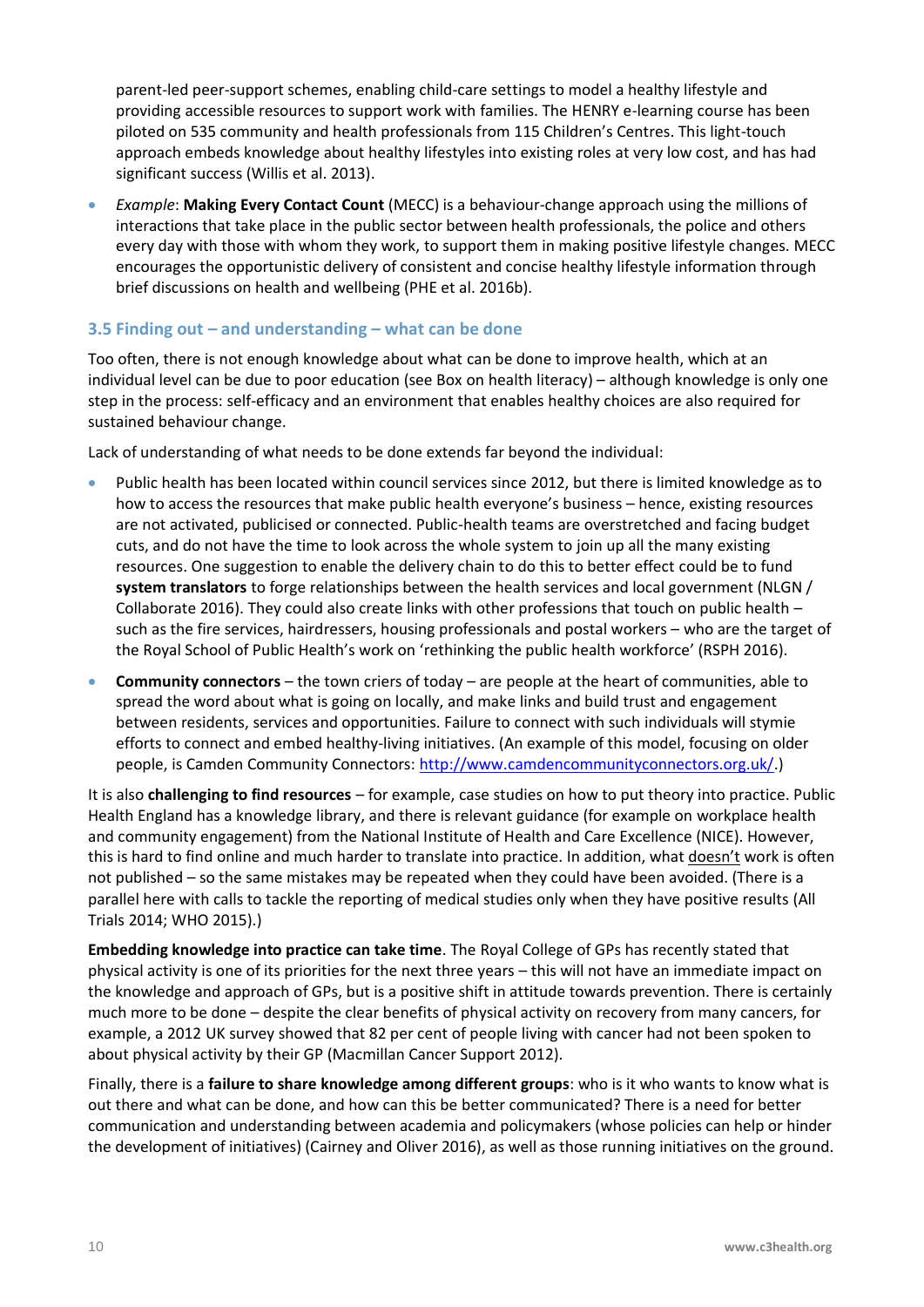parent-led peer-support schemes, enabling child-care settings to model a healthy lifestyle and providing accessible resources to support work with families. The HENRY e-learning course has been piloted on 535 community and health professionals from 115 Children's Centres. This light-touch approach embeds knowledge about healthy lifestyles into existing roles at very low cost, and has had significant success (Willis et al. 2013).

- *Example*: **Making Every Contact Count** (MECC) is a behaviour-change approach using the millions of interactions that take place in the public sector between health professionals, the police and others every day with those with whom they work, to support them in making positive lifestyle changes. MECC encourages the opportunistic delivery of consistent and concise healthy lifestyle information through brief discussions on health and wellbeing (PHE et al. 2016b).

### 3.5 Finding out – and understanding – what can be done

Too often, there is not enough knowledge about what can be done to improve health, which at an individual level can be due to poor education (see Box on health literacy) – although knowledge is only one step in the process: self-efficacy and an environment that enables healthy choices are also required for sustained behaviour change.

Lack of understanding of what needs to be done extends far beyond the individual:

- Public health has been located within council services since 2012, but there is limited knowledge as to how to access the resources that make public health everyone's business – hence, existing resources are not activated, publicised or connected. Public-health teams are overstretched and facing budget cuts, and do not have the time to look across the whole system to join up all the many existing resources. One suggestion to enable the delivery chain to do this to better effect could be to fund **system translators** to forge relationships between the health services and local government (NLGN / Collaborate 2016). They could also create links with other professions that touch on public health – such as the fire services, hairdressers, housing professionals and postal workers – who are the target of the Royal School of Public Health's work on 'rethinking the public health workforce' (RSPH 2016).
- **Community connectors** – the town criers of today – are people at the heart of communities, able to spread the word about what is going on locally, and make links and build trust and engagement between residents, services and opportunities. Failure to connect with such individuals will stymie efforts to connect and embed healthy-living initiatives. (An example of this model, focusing on older people, is Camden Community Connectors: http://www.camdencommunityconnectors.org.uk/.)

It is also **challenging to find resources** – for example, case studies on how to put theory into practice. Public Health England has a knowledge library, and there is relevant guidance (for example on workplace health and community engagement) from the National Institute of Health and Care Excellence (NICE). However, this is hard to find online and much harder to translate into practice. In addition, what doesn't work is often not published – so the same mistakes may be repeated when they could have been avoided. (There is a parallel here with calls to tackle the reporting of medical studies only when they have positive results (All Trials 2014; WHO 2015).)

**Embedding knowledge into practice can take time**. The Royal College of GPs has recently stated that physical activity is one of its priorities for the next three years – this will not have an immediate impact on the knowledge and approach of GPs, but is a positive shift in attitude towards prevention. There is certainly much more to be done – despite the clear benefits of physical activity on recovery from many cancers, for example, a 2012 UK survey showed that 82 per cent of people living with cancer had not been spoken to about physical activity by their GP (Macmillan Cancer Support 2012).

Finally, there is a **failure to share knowledge among different groups**: who is it who wants to know what is out there and what can be done, and how can this be better communicated? There is a need for better communication and understanding between academia and policymakers (whose policies can help or hinder the development of initiatives) (Cairney and Oliver 2016), as well as those running initiatives on the ground.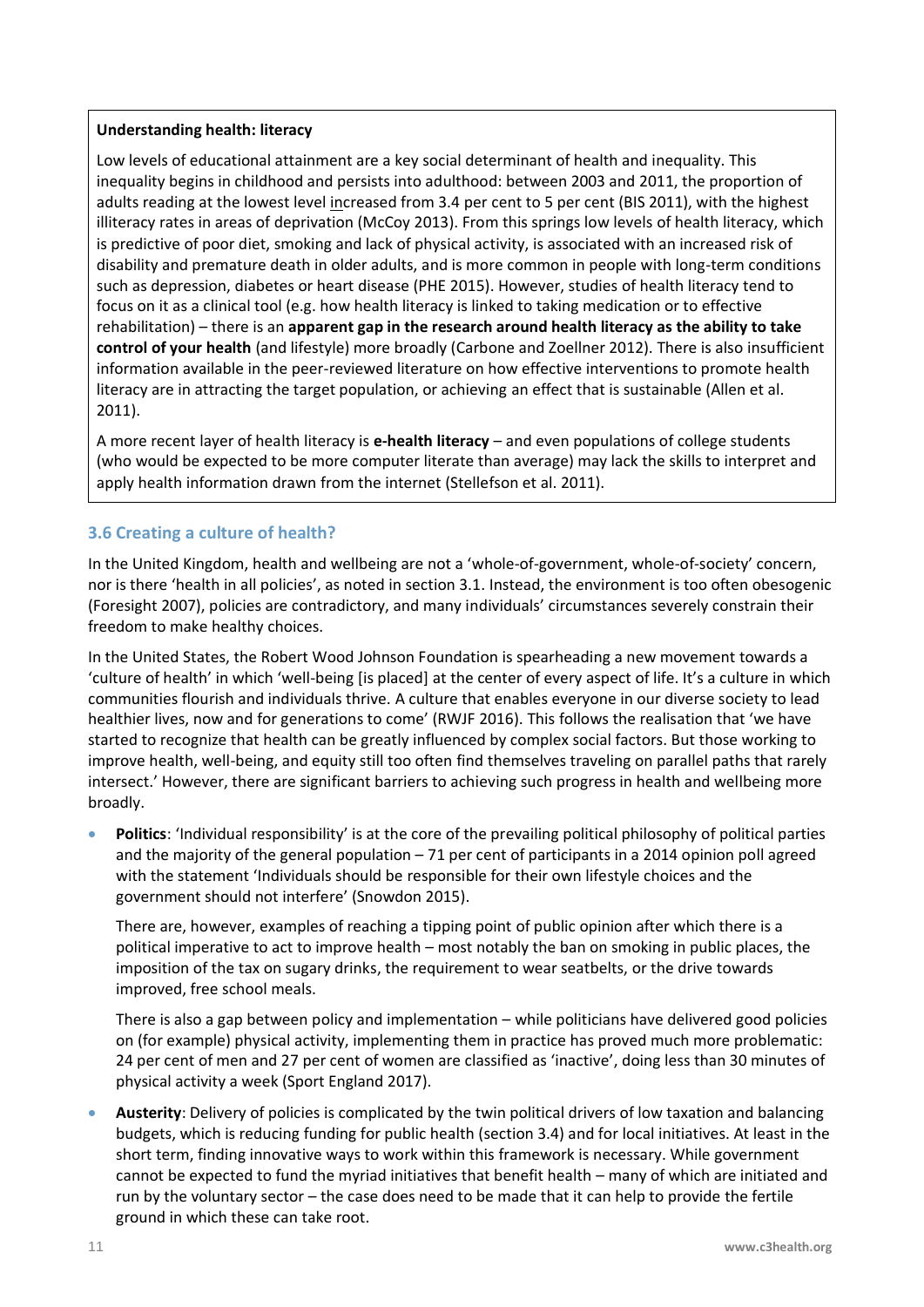**Understanding health: literacy**

Low levels of educational attainment are a key social determinant of health and inequality. This inequality begins in childhood and persists into adulthood: between 2003 and 2011, the proportion of adults reading at the lowest level increased from 3.4 per cent to 5 per cent (BIS 2011), with the highest illiteracy rates in areas of deprivation (McCoy 2013). From this springs low levels of health literacy, which is predictive of poor diet, smoking and lack of physical activity, is associated with an increased risk of disability and premature death in older adults, and is more common in people with long-term conditions such as depression, diabetes or heart disease (PHE 2015). However, studies of health literacy tend to focus on it as a clinical tool (e.g. how health literacy is linked to taking medication or to effective rehabilitation) – there is an **apparent gap in the research around health literacy as the ability to take control of your health** (and lifestyle) more broadly (Carbone and Zoellner 2012). There is also insufficient information available in the peer-reviewed literature on how effective interventions to promote health literacy are in attracting the target population, or achieving an effect that is sustainable (Allen et al. 2011).

A more recent layer of health literacy is **e-health literacy** – and even populations of college students (who would be expected to be more computer literate than average) may lack the skills to interpret and apply health information drawn from the internet (Stellefson et al. 2011).

### 3.6 Creating a culture of health?

In the United Kingdom, health and wellbeing are not a 'whole-of-government, whole-of-society' concern, nor is there 'health in all policies', as noted in section 3.1. Instead, the environment is too often obesogenic (Foresight 2007), policies are contradictory, and many individuals' circumstances severely constrain their freedom to make healthy choices.

In the United States, the Robert Wood Johnson Foundation is spearheading a new movement towards a 'culture of health' in which 'well-being [is placed] at the center of every aspect of life. It's a culture in which communities flourish and individuals thrive. A culture that enables everyone in our diverse society to lead healthier lives, now and for generations to come' (RWJF 2016). This follows the realisation that 'we have started to recognize that health can be greatly influenced by complex social factors. But those working to improve health, well-being, and equity still too often find themselves traveling on parallel paths that rarely intersect.' However, there are significant barriers to achieving such progress in health and wellbeing more broadly.

- **Politics**: 'Individual responsibility' is at the core of the prevailing political philosophy of political parties and the majority of the general population – 71 per cent of participants in a 2014 opinion poll agreed with the statement 'Individuals should be responsible for their own lifestyle choices and the government should not interfere' (Snowdon 2015).

  There are, however, examples of reaching a tipping point of public opinion after which there is a political imperative to act to improve health – most notably the ban on smoking in public places, the imposition of the tax on sugary drinks, the requirement to wear seatbelts, or the drive towards improved, free school meals.

  There is also a gap between policy and implementation – while politicians have delivered good policies on (for example) physical activity, implementing them in practice has proved much more problematic: 24 per cent of men and 27 per cent of women are classified as 'inactive', doing less than 30 minutes of physical activity a week (Sport England 2017).

- **Austerity**: Delivery of policies is complicated by the twin political drivers of low taxation and balancing budgets, which is reducing funding for public health (section 3.4) and for local initiatives. At least in the short term, finding innovative ways to work within this framework is necessary. While government cannot be expected to fund the myriad initiatives that benefit health – many of which are initiated and run by the voluntary sector – the case does need to be made that it can help to provide the fertile ground in which these can take root.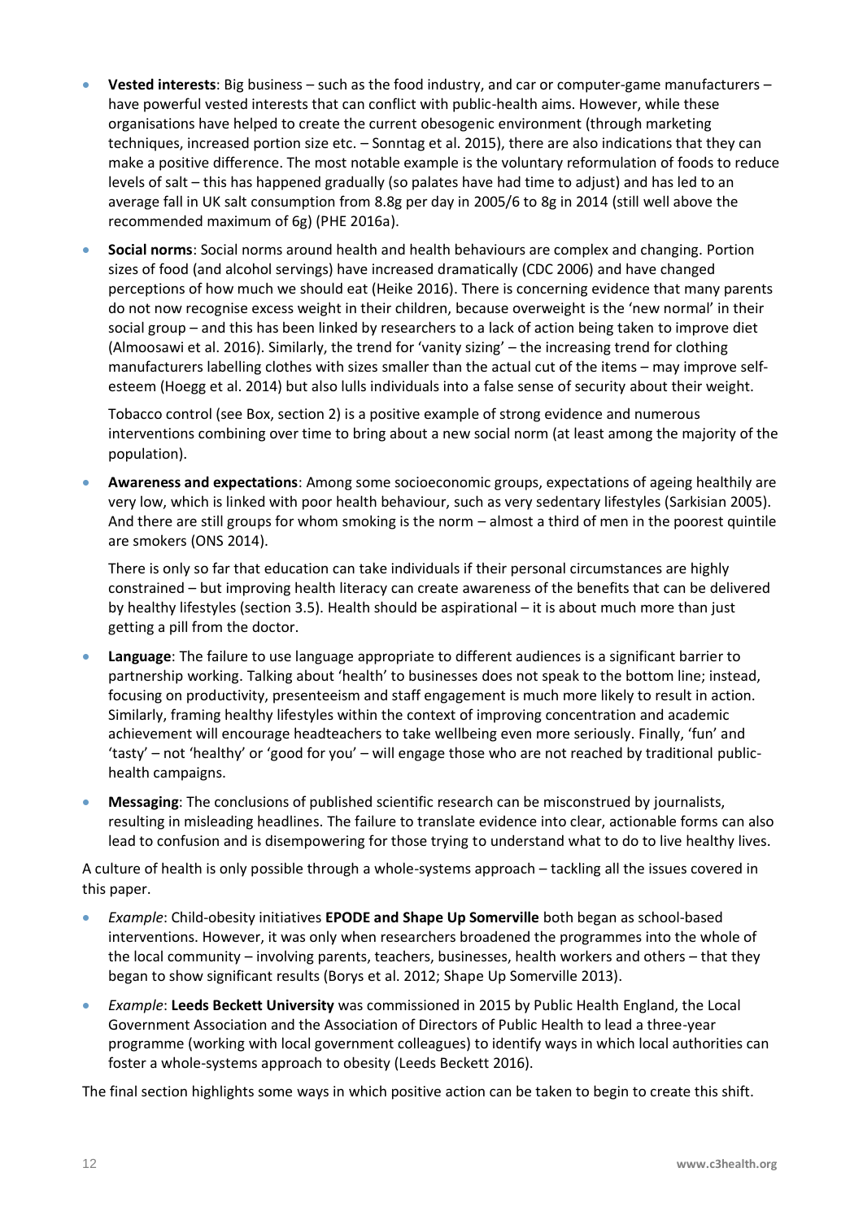- **Vested interests**: Big business – such as the food industry, and car or computer-game manufacturers – have powerful vested interests that can conflict with public-health aims. However, while these organisations have helped to create the current obesogenic environment (through marketing techniques, increased portion size etc. – Sonntag et al. 2015), there are also indications that they can make a positive difference. The most notable example is the voluntary reformulation of foods to reduce levels of salt – this has happened gradually (so palates have had time to adjust) and has led to an average fall in UK salt consumption from 8.8g per day in 2005/6 to 8g in 2014 (still well above the recommended maximum of 6g) (PHE 2016a).
- **Social norms**: Social norms around health and health behaviours are complex and changing. Portion sizes of food (and alcohol servings) have increased dramatically (CDC 2006) and have changed perceptions of how much we should eat (Heike 2016). There is concerning evidence that many parents do not now recognise excess weight in their children, because overweight is the 'new normal' in their social group – and this has been linked by researchers to a lack of action being taken to improve diet (Almoosawi et al. 2016). Similarly, the trend for 'vanity sizing' – the increasing trend for clothing manufacturers labelling clothes with sizes smaller than the actual cut of the items – may improve self-esteem (Hoegg et al. 2014) but also lulls individuals into a false sense of security about their weight.

  Tobacco control (see Box, section 2) is a positive example of strong evidence and numerous interventions combining over time to bring about a new social norm (at least among the majority of the population).
- **Awareness and expectations**: Among some socioeconomic groups, expectations of ageing healthily are very low, which is linked with poor health behaviour, such as very sedentary lifestyles (Sarkisian 2005). And there are still groups for whom smoking is the norm – almost a third of men in the poorest quintile are smokers (ONS 2014).

  There is only so far that education can take individuals if their personal circumstances are highly constrained – but improving health literacy can create awareness of the benefits that can be delivered by healthy lifestyles (section 3.5). Health should be aspirational – it is about much more than just getting a pill from the doctor.
- **Language**: The failure to use language appropriate to different audiences is a significant barrier to partnership working. Talking about 'health' to businesses does not speak to the bottom line; instead, focusing on productivity, presenteeism and staff engagement is much more likely to result in action. Similarly, framing healthy lifestyles within the context of improving concentration and academic achievement will encourage headteachers to take wellbeing even more seriously. Finally, 'fun' and 'tasty' – not 'healthy' or 'good for you' – will engage those who are not reached by traditional public-health campaigns.
- **Messaging**: The conclusions of published scientific research can be misconstrued by journalists, resulting in misleading headlines. The failure to translate evidence into clear, actionable forms can also lead to confusion and is disempowering for those trying to understand what to do to live healthy lives.

A culture of health is only possible through a whole-systems approach – tackling all the issues covered in this paper.

- *Example*: Child-obesity initiatives **EPODE and Shape Up Somerville** both began as school-based interventions. However, it was only when researchers broadened the programmes into the whole of the local community – involving parents, teachers, businesses, health workers and others – that they began to show significant results (Borys et al. 2012; Shape Up Somerville 2013).
- *Example*: **Leeds Beckett University** was commissioned in 2015 by Public Health England, the Local Government Association and the Association of Directors of Public Health to lead a three-year programme (working with local government colleagues) to identify ways in which local authorities can foster a whole-systems approach to obesity (Leeds Beckett 2016).

The final section highlights some ways in which positive action can be taken to begin to create this shift.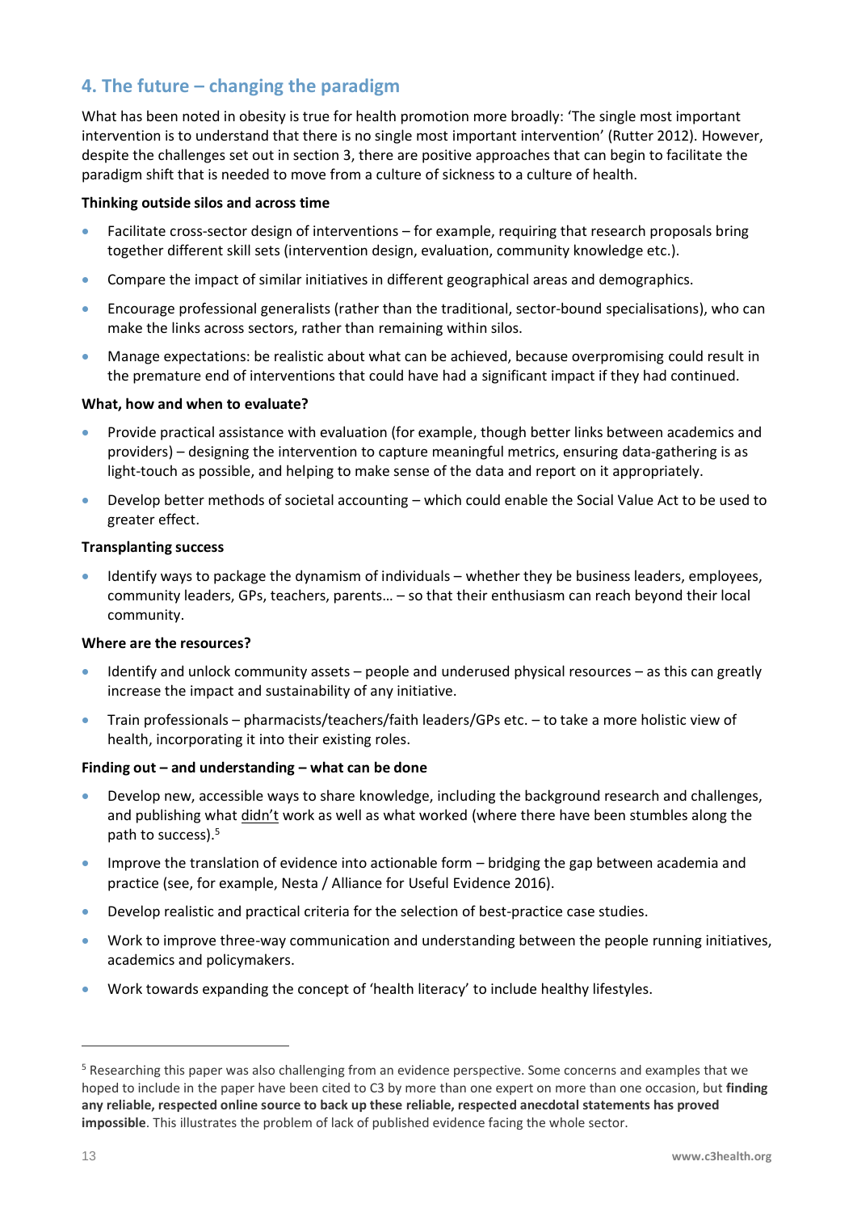## 4. The future – changing the paradigm

What has been noted in obesity is true for health promotion more broadly: 'The single most important intervention is to understand that there is no single most important intervention' (Rutter 2012). However, despite the challenges set out in section 3, there are positive approaches that can begin to facilitate the paradigm shift that is needed to move from a culture of sickness to a culture of health.

**Thinking outside silos and across time**

- Facilitate cross-sector design of interventions – for example, requiring that research proposals bring together different skill sets (intervention design, evaluation, community knowledge etc.).
- Compare the impact of similar initiatives in different geographical areas and demographics.
- Encourage professional generalists (rather than the traditional, sector-bound specialisations), who can make the links across sectors, rather than remaining within silos.
- Manage expectations: be realistic about what can be achieved, because overpromising could result in the premature end of interventions that could have had a significant impact if they had continued.

**What, how and when to evaluate?**

- Provide practical assistance with evaluation (for example, though better links between academics and providers) – designing the intervention to capture meaningful metrics, ensuring data-gathering is as light-touch as possible, and helping to make sense of the data and report on it appropriately.
- Develop better methods of societal accounting – which could enable the Social Value Act to be used to greater effect.

**Transplanting success**

- Identify ways to package the dynamism of individuals – whether they be business leaders, employees, community leaders, GPs, teachers, parents… – so that their enthusiasm can reach beyond their local community.

**Where are the resources?**

- Identify and unlock community assets – people and underused physical resources – as this can greatly increase the impact and sustainability of any initiative.
- Train professionals – pharmacists/teachers/faith leaders/GPs etc. – to take a more holistic view of health, incorporating it into their existing roles.

**Finding out – and understanding – what can be done**

- Develop new, accessible ways to share knowledge, including the background research and challenges, and publishing what <u>didn't</u> work as well as what worked (where there have been stumbles along the path to success).[5]
- Improve the translation of evidence into actionable form – bridging the gap between academia and practice (see, for example, Nesta / Alliance for Useful Evidence 2016).
- Develop realistic and practical criteria for the selection of best-practice case studies.
- Work to improve three-way communication and understanding between the people running initiatives, academics and policymakers.
- Work towards expanding the concept of 'health literacy' to include healthy lifestyles.

---

[5] Researching this paper was also challenging from an evidence perspective. Some concerns and examples that we hoped to include in the paper have been cited to C3 by more than one expert on more than one occasion, but **finding any reliable, respected online source to back up these reliable, respected anecdotal statements has proved impossible**. This illustrates the problem of lack of published evidence facing the whole sector.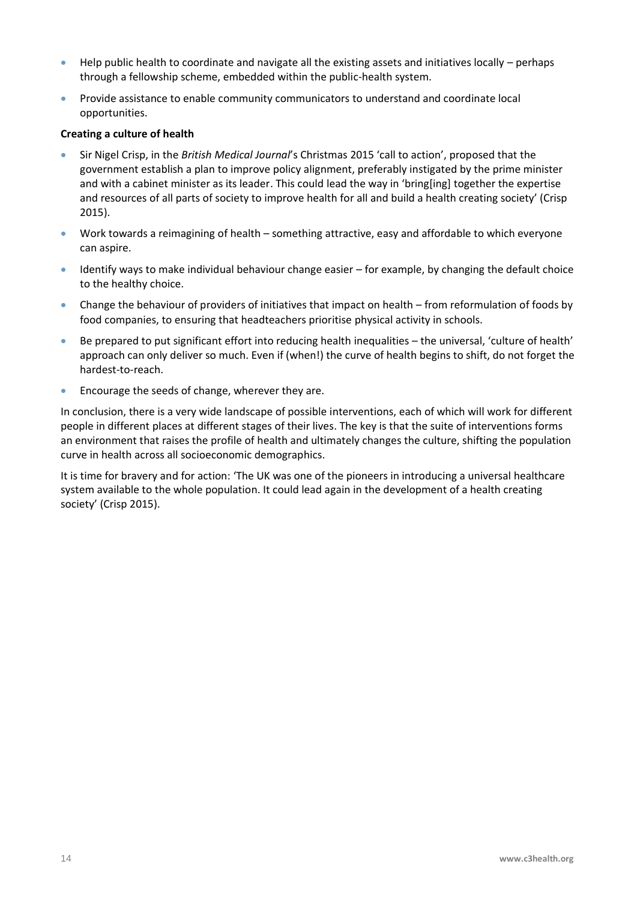- Help public health to coordinate and navigate all the existing assets and initiatives locally – perhaps through a fellowship scheme, embedded within the public-health system.
- Provide assistance to enable community communicators to understand and coordinate local opportunities.

**Creating a culture of health**

- Sir Nigel Crisp, in the *British Medical Journal*'s Christmas 2015 'call to action', proposed that the government establish a plan to improve policy alignment, preferably instigated by the prime minister and with a cabinet minister as its leader. This could lead the way in 'bring[ing] together the expertise and resources of all parts of society to improve health for all and build a health creating society' (Crisp 2015).
- Work towards a reimagining of health – something attractive, easy and affordable to which everyone can aspire.
- Identify ways to make individual behaviour change easier – for example, by changing the default choice to the healthy choice.
- Change the behaviour of providers of initiatives that impact on health – from reformulation of foods by food companies, to ensuring that headteachers prioritise physical activity in schools.
- Be prepared to put significant effort into reducing health inequalities – the universal, 'culture of health' approach can only deliver so much. Even if (when!) the curve of health begins to shift, do not forget the hardest-to-reach.
- Encourage the seeds of change, wherever they are.

In conclusion, there is a very wide landscape of possible interventions, each of which will work for different people in different places at different stages of their lives. The key is that the suite of interventions forms an environment that raises the profile of health and ultimately changes the culture, shifting the population curve in health across all socioeconomic demographics.

It is time for bravery and for action: 'The UK was one of the pioneers in introducing a universal healthcare system available to the whole population. It could lead again in the development of a health creating society' (Crisp 2015).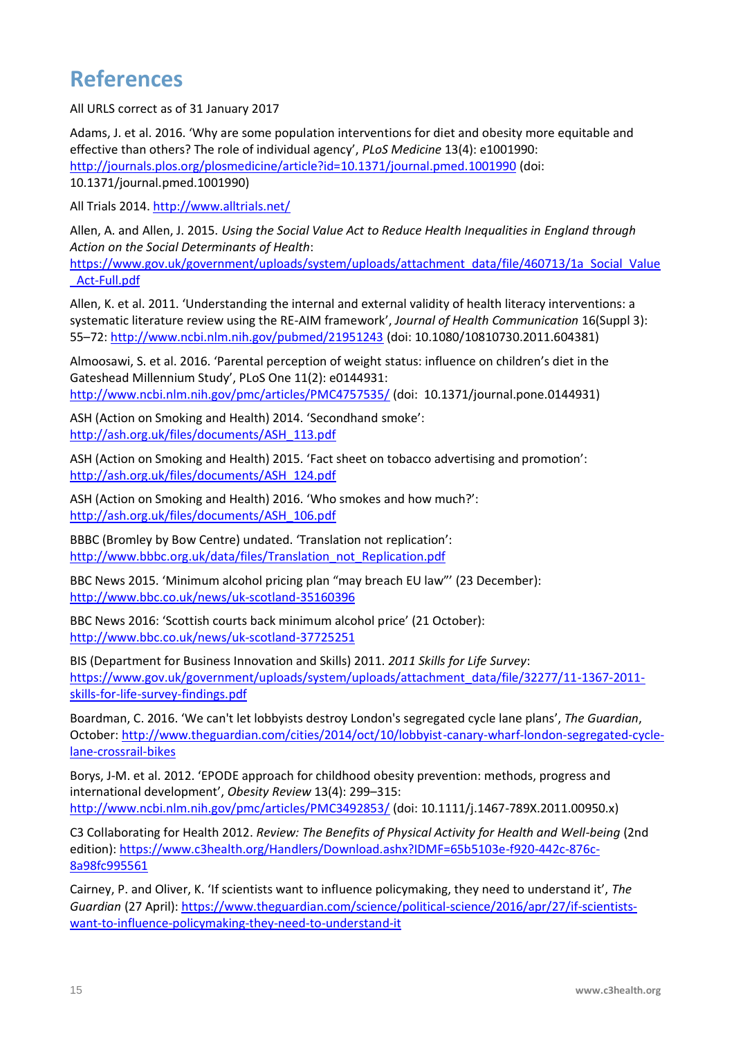# References

All URLS correct as of 31 January 2017

Adams, J. et al. 2016. 'Why are some population interventions for diet and obesity more equitable and effective than others? The role of individual agency', *PLoS Medicine* 13(4): e1001990: http://journals.plos.org/plosmedicine/article?id=10.1371/journal.pmed.1001990 (doi: 10.1371/journal.pmed.1001990)

All Trials 2014. http://www.alltrials.net/

Allen, A. and Allen, J. 2015. *Using the Social Value Act to Reduce Health Inequalities in England through Action on the Social Determinants of Health*: https://www.gov.uk/government/uploads/system/uploads/attachment_data/file/460713/1a_Social_Value_Act-Full.pdf

Allen, K. et al. 2011. 'Understanding the internal and external validity of health literacy interventions: a systematic literature review using the RE-AIM framework', *Journal of Health Communication* 16(Suppl 3): 55–72: http://www.ncbi.nlm.nih.gov/pubmed/21951243 (doi: 10.1080/10810730.2011.604381)

Almoosawi, S. et al. 2016. 'Parental perception of weight status: influence on children's diet in the Gateshead Millennium Study', PLoS One 11(2): e0144931: http://www.ncbi.nlm.nih.gov/pmc/articles/PMC4757535/ (doi: 10.1371/journal.pone.0144931)

ASH (Action on Smoking and Health) 2014. 'Secondhand smoke': http://ash.org.uk/files/documents/ASH_113.pdf

ASH (Action on Smoking and Health) 2015. 'Fact sheet on tobacco advertising and promotion': http://ash.org.uk/files/documents/ASH_124.pdf

ASH (Action on Smoking and Health) 2016. 'Who smokes and how much?': http://ash.org.uk/files/documents/ASH_106.pdf

BBBC (Bromley by Bow Centre) undated. 'Translation not replication': http://www.bbbc.org.uk/data/files/Translation_not_Replication.pdf

BBC News 2015. 'Minimum alcohol pricing plan "may breach EU law"' (23 December): http://www.bbc.co.uk/news/uk-scotland-35160396

BBC News 2016: 'Scottish courts back minimum alcohol price' (21 October): http://www.bbc.co.uk/news/uk-scotland-37725251

BIS (Department for Business Innovation and Skills) 2011. *2011 Skills for Life Survey*: https://www.gov.uk/government/uploads/system/uploads/attachment_data/file/32277/11-1367-2011-skills-for-life-survey-findings.pdf

Boardman, C. 2016. 'We can't let lobbyists destroy London's segregated cycle lane plans', *The Guardian*, October: http://www.theguardian.com/cities/2014/oct/10/lobbyist-canary-wharf-london-segregated-cycle-lane-crossrail-bikes

Borys, J-M. et al. 2012. 'EPODE approach for childhood obesity prevention: methods, progress and international development', *Obesity Review* 13(4): 299–315: http://www.ncbi.nlm.nih.gov/pmc/articles/PMC3492853/ (doi: 10.1111/j.1467-789X.2011.00950.x)

C3 Collaborating for Health 2012. *Review: The Benefits of Physical Activity for Health and Well-being* (2nd edition): https://www.c3health.org/Handlers/Download.ashx?IDMF=65b5103e-f920-442c-876c-8a98fc995561

Cairney, P. and Oliver, K. 'If scientists want to influence policymaking, they need to understand it', *The Guardian* (27 April): https://www.theguardian.com/science/political-science/2016/apr/27/if-scientists-want-to-influence-policymaking-they-need-to-understand-it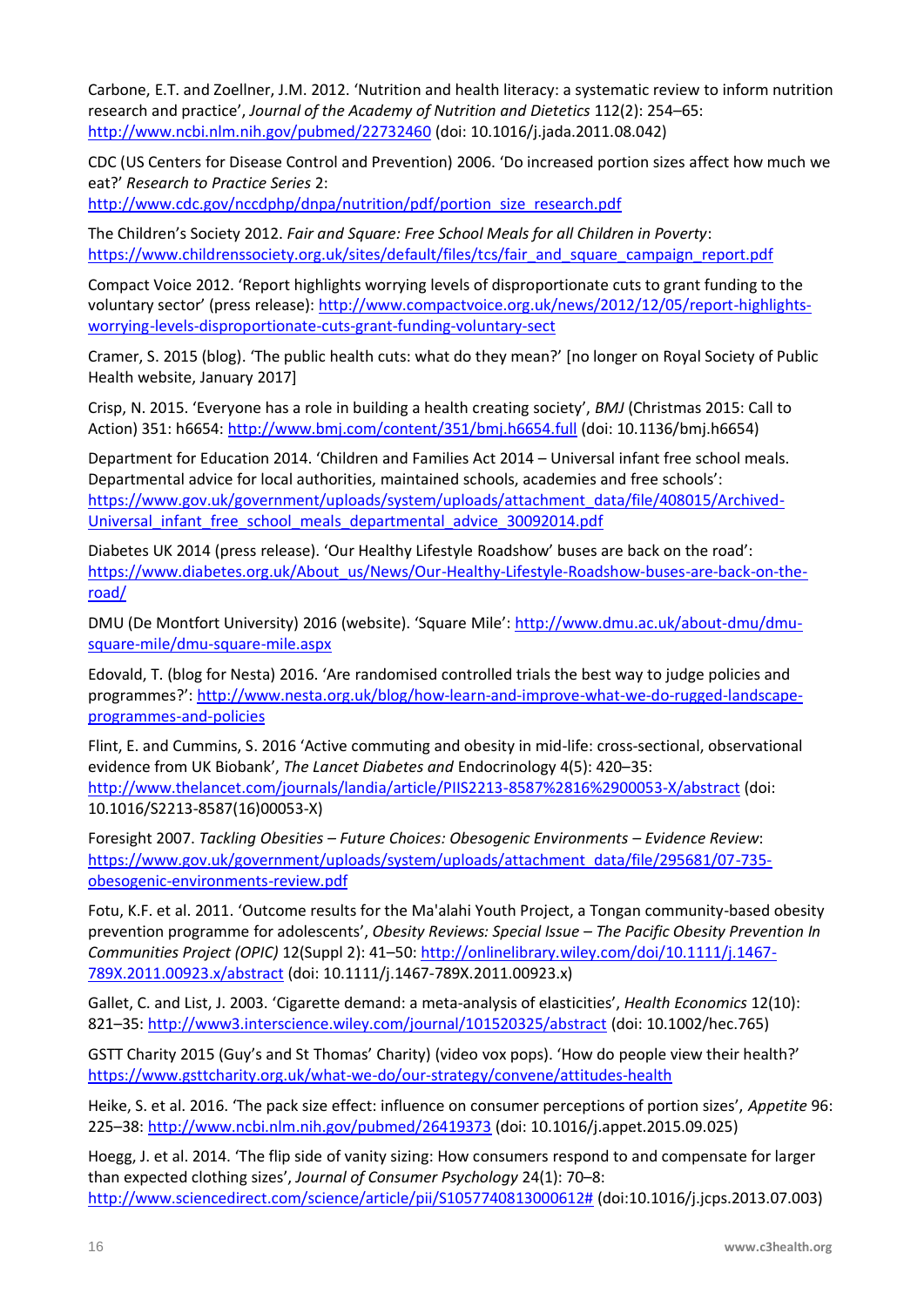Carbone, E.T. and Zoellner, J.M. 2012. 'Nutrition and health literacy: a systematic review to inform nutrition research and practice', *Journal of the Academy of Nutrition and Dietetics* 112(2): 254–65: http://www.ncbi.nlm.nih.gov/pubmed/22732460 (doi: 10.1016/j.jada.2011.08.042)

CDC (US Centers for Disease Control and Prevention) 2006. 'Do increased portion sizes affect how much we eat?' *Research to Practice Series* 2: http://www.cdc.gov/nccdphp/dnpa/nutrition/pdf/portion_size_research.pdf

The Children's Society 2012. *Fair and Square: Free School Meals for all Children in Poverty*: https://www.childrenssociety.org.uk/sites/default/files/tcs/fair_and_square_campaign_report.pdf

Compact Voice 2012. 'Report highlights worrying levels of disproportionate cuts to grant funding to the voluntary sector' (press release): http://www.compactvoice.org.uk/news/2012/12/05/report-highlights-worrying-levels-disproportionate-cuts-grant-funding-voluntary-sect

Cramer, S. 2015 (blog). 'The public health cuts: what do they mean?' [no longer on Royal Society of Public Health website, January 2017]

Crisp, N. 2015. 'Everyone has a role in building a health creating society', *BMJ* (Christmas 2015: Call to Action) 351: h6654: http://www.bmj.com/content/351/bmj.h6654.full (doi: 10.1136/bmj.h6654)

Department for Education 2014. 'Children and Families Act 2014 – Universal infant free school meals. Departmental advice for local authorities, maintained schools, academies and free schools': https://www.gov.uk/government/uploads/system/uploads/attachment_data/file/408015/Archived-Universal_infant_free_school_meals_departmental_advice_30092014.pdf

Diabetes UK 2014 (press release). 'Our Healthy Lifestyle Roadshow' buses are back on the road': https://www.diabetes.org.uk/About_us/News/Our-Healthy-Lifestyle-Roadshow-buses-are-back-on-the-road/

DMU (De Montfort University) 2016 (website). 'Square Mile': http://www.dmu.ac.uk/about-dmu/dmu-square-mile/dmu-square-mile.aspx

Edovald, T. (blog for Nesta) 2016. 'Are randomised controlled trials the best way to judge policies and programmes?': http://www.nesta.org.uk/blog/how-learn-and-improve-what-we-do-rugged-landscape-programmes-and-policies

Flint, E. and Cummins, S. 2016 'Active commuting and obesity in mid-life: cross-sectional, observational evidence from UK Biobank', *The Lancet Diabetes and* Endocrinology 4(5): 420–35: http://www.thelancet.com/journals/landia/article/PIIS2213-8587%2816%2900053-X/abstract (doi: 10.1016/S2213-8587(16)00053-X)

Foresight 2007. *Tackling Obesities – Future Choices: Obesogenic Environments – Evidence Review*: https://www.gov.uk/government/uploads/system/uploads/attachment_data/file/295681/07-735-obesogenic-environments-review.pdf

Fotu, K.F. et al. 2011. 'Outcome results for the Ma'alahi Youth Project, a Tongan community-based obesity prevention programme for adolescents', *Obesity Reviews: Special Issue – The Pacific Obesity Prevention In Communities Project (OPIC)* 12(Suppl 2): 41–50: http://onlinelibrary.wiley.com/doi/10.1111/j.1467-789X.2011.00923.x/abstract (doi: 10.1111/j.1467-789X.2011.00923.x)

Gallet, C. and List, J. 2003. 'Cigarette demand: a meta-analysis of elasticities', *Health Economics* 12(10): 821–35: http://www3.interscience.wiley.com/journal/101520325/abstract (doi: 10.1002/hec.765)

GSTT Charity 2015 (Guy's and St Thomas' Charity) (video vox pops). 'How do people view their health?' https://www.gsttcharity.org.uk/what-we-do/our-strategy/convene/attitudes-health

Heike, S. et al. 2016. 'The pack size effect: influence on consumer perceptions of portion sizes', *Appetite* 96: 225–38: http://www.ncbi.nlm.nih.gov/pubmed/26419373 (doi: 10.1016/j.appet.2015.09.025)

Hoegg, J. et al. 2014. 'The flip side of vanity sizing: How consumers respond to and compensate for larger than expected clothing sizes', *Journal of Consumer Psychology* 24(1): 70–8: http://www.sciencedirect.com/science/article/pii/S1057740813000612# (doi:10.1016/j.jcps.2013.07.003)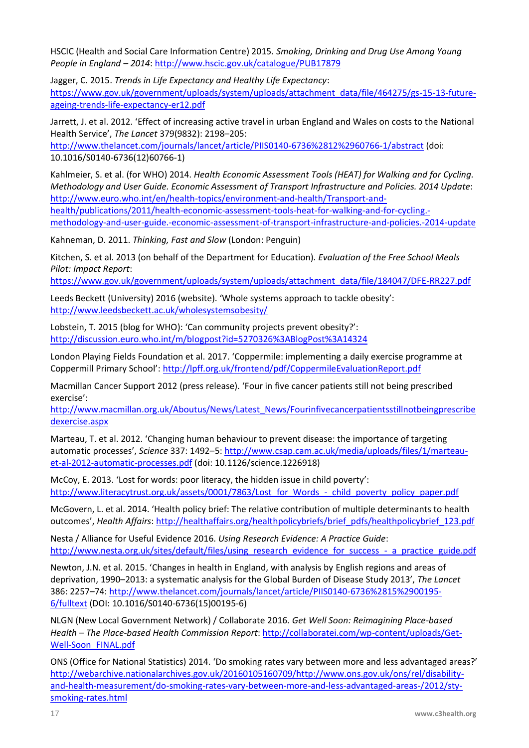HSCIC (Health and Social Care Information Centre) 2015. *Smoking, Drinking and Drug Use Among Young People in England – 2014*: http://www.hscic.gov.uk/catalogue/PUB17879

Jagger, C. 2015. *Trends in Life Expectancy and Healthy Life Expectancy*: https://www.gov.uk/government/uploads/system/uploads/attachment_data/file/464275/gs-15-13-future-ageing-trends-life-expectancy-er12.pdf

Jarrett, J. et al. 2012. 'Effect of increasing active travel in urban England and Wales on costs to the National Health Service', *The Lancet* 379(9832): 2198–205: http://www.thelancet.com/journals/lancet/article/PIIS0140-6736%2812%2960766-1/abstract (doi: 10.1016/S0140-6736(12)60766-1)

Kahlmeier, S. et al. (for WHO) 2014. *Health Economic Assessment Tools (HEAT) for Walking and for Cycling. Methodology and User Guide. Economic Assessment of Transport Infrastructure and Policies. 2014 Update*: http://www.euro.who.int/en/health-topics/environment-and-health/Transport-and-health/publications/2011/health-economic-assessment-tools-heat-for-walking-and-for-cycling.-methodology-and-user-guide.-economic-assessment-of-transport-infrastructure-and-policies.-2014-update

Kahneman, D. 2011. *Thinking, Fast and Slow* (London: Penguin)

Kitchen, S. et al. 2013 (on behalf of the Department for Education). *Evaluation of the Free School Meals Pilot: Impact Report*: https://www.gov.uk/government/uploads/system/uploads/attachment_data/file/184047/DFE-RR227.pdf

Leeds Beckett (University) 2016 (website). 'Whole systems approach to tackle obesity': http://www.leedsbeckett.ac.uk/wholesystemsobesity/

Lobstein, T. 2015 (blog for WHO): 'Can community projects prevent obesity?': http://discussion.euro.who.int/m/blogpost?id=5270326%3ABlogPost%3A14324

London Playing Fields Foundation et al. 2017. 'Coppermile: implementing a daily exercise programme at Coppermill Primary School': http://lpff.org.uk/frontend/pdf/CoppermileEvaluationReport.pdf

Macmillan Cancer Support 2012 (press release). 'Four in five cancer patients still not being prescribed exercise': http://www.macmillan.org.uk/Aboutus/News/Latest_News/Fourinfivecancerpatientsstillnotbeingprescribedexercise.aspx

Marteau, T. et al. 2012. 'Changing human behaviour to prevent disease: the importance of targeting automatic processes', *Science* 337: 1492–5: http://www.csap.cam.ac.uk/media/uploads/files/1/marteau-et-al-2012-automatic-processes.pdf (doi: 10.1126/science.1226918)

McCoy, E. 2013. 'Lost for words: poor literacy, the hidden issue in child poverty': http://www.literacytrust.org.uk/assets/0001/7863/Lost_for_Words_-_child_poverty_policy_paper.pdf

McGovern, L. et al. 2014. 'Health policy brief: The relative contribution of multiple determinants to health outcomes', *Health Affairs*: http://healthaffairs.org/healthpolicybriefs/brief_pdfs/healthpolicybrief_123.pdf

Nesta / Alliance for Useful Evidence 2016. *Using Research Evidence: A Practice Guide*: http://www.nesta.org.uk/sites/default/files/using_research_evidence_for_success_-_a_practice_guide.pdf

Newton, J.N. et al. 2015. 'Changes in health in England, with analysis by English regions and areas of deprivation, 1990–2013: a systematic analysis for the Global Burden of Disease Study 2013', *The Lancet* 386: 2257–74: http://www.thelancet.com/journals/lancet/article/PIIS0140-6736%2815%2900195-6/fulltext (DOI: 10.1016/S0140-6736(15)00195-6)

NLGN (New Local Government Network) / Collaborate 2016. *Get Well Soon: Reimagining Place-based Health – The Place-based Health Commission Report*: http://collaboratei.com/wp-content/uploads/Get-Well-Soon_FINAL.pdf

ONS (Office for National Statistics) 2014. 'Do smoking rates vary between more and less advantaged areas?' http://webarchive.nationalarchives.gov.uk/20160105160709/http://www.ons.gov.uk/ons/rel/disability-and-health-measurement/do-smoking-rates-vary-between-more-and-less-advantaged-areas-/2012/sty-smoking-rates.html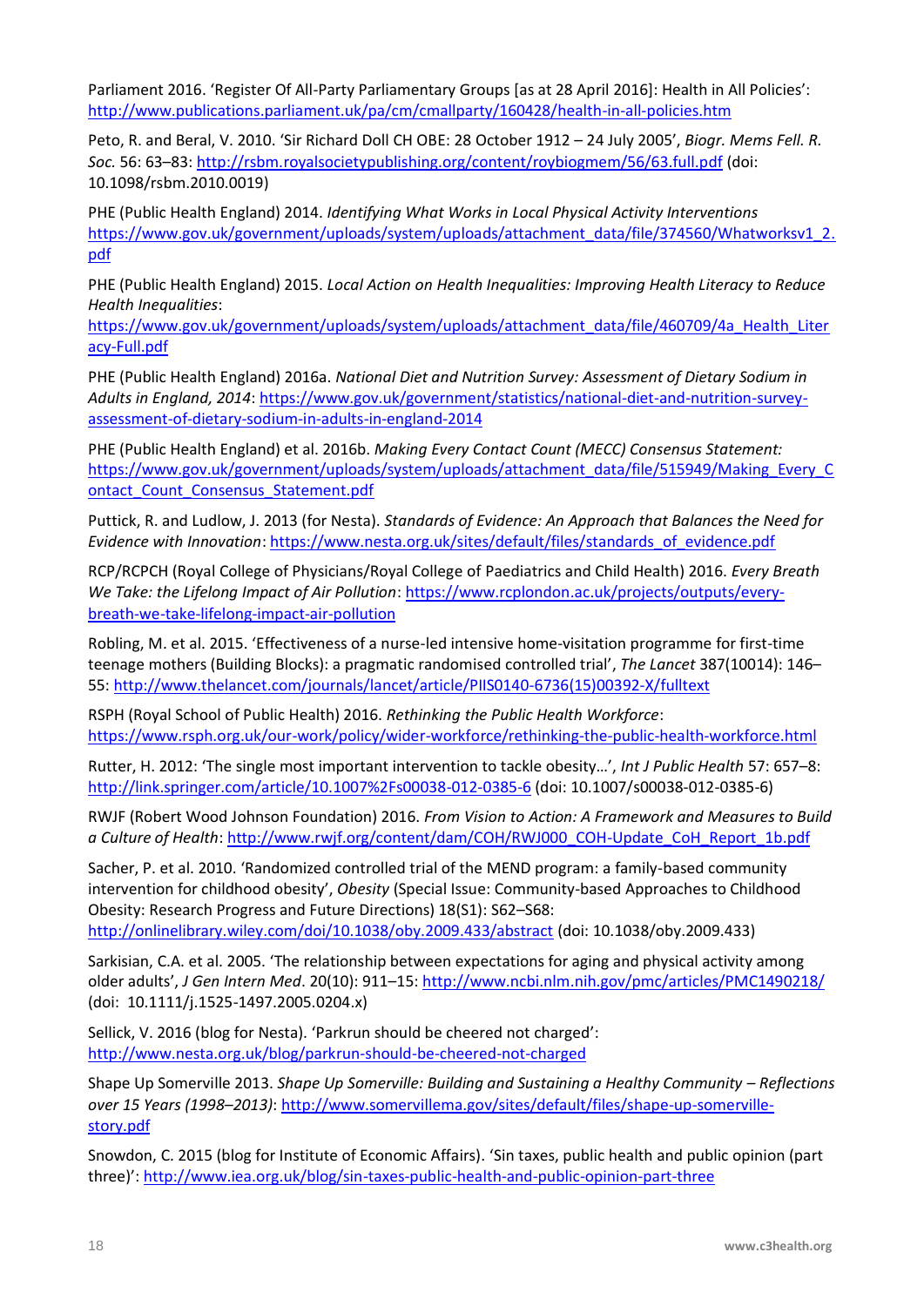Parliament 2016. 'Register Of All-Party Parliamentary Groups [as at 28 April 2016]: Health in All Policies': http://www.publications.parliament.uk/pa/cm/cmallparty/160428/health-in-all-policies.htm

Peto, R. and Beral, V. 2010. 'Sir Richard Doll CH OBE: 28 October 1912 – 24 July 2005', *Biogr. Mems Fell. R. Soc.* 56: 63–83: http://rsbm.royalsocietypublishing.org/content/roybiogmem/56/63.full.pdf (doi: 10.1098/rsbm.2010.0019)

PHE (Public Health England) 2014. *Identifying What Works in Local Physical Activity Interventions* https://www.gov.uk/government/uploads/system/uploads/attachment_data/file/374560/Whatworksv1_2.pdf

PHE (Public Health England) 2015. *Local Action on Health Inequalities: Improving Health Literacy to Reduce Health Inequalities*: https://www.gov.uk/government/uploads/system/uploads/attachment_data/file/460709/4a_Health_Literacy-Full.pdf

PHE (Public Health England) 2016a. *National Diet and Nutrition Survey: Assessment of Dietary Sodium in Adults in England, 2014*: https://www.gov.uk/government/statistics/national-diet-and-nutrition-survey-assessment-of-dietary-sodium-in-adults-in-england-2014

PHE (Public Health England) et al. 2016b. *Making Every Contact Count (MECC) Consensus Statement:* https://www.gov.uk/government/uploads/system/uploads/attachment_data/file/515949/Making_Every_Contact_Count_Consensus_Statement.pdf

Puttick, R. and Ludlow, J. 2013 (for Nesta). *Standards of Evidence: An Approach that Balances the Need for Evidence with Innovation*: https://www.nesta.org.uk/sites/default/files/standards_of_evidence.pdf

RCP/RCPCH (Royal College of Physicians/Royal College of Paediatrics and Child Health) 2016. *Every Breath We Take: the Lifelong Impact of Air Pollution*: https://www.rcplondon.ac.uk/projects/outputs/every-breath-we-take-lifelong-impact-air-pollution

Robling, M. et al. 2015. 'Effectiveness of a nurse-led intensive home-visitation programme for first-time teenage mothers (Building Blocks): a pragmatic randomised controlled trial', *The Lancet* 387(10014): 146–55: http://www.thelancet.com/journals/lancet/article/PIIS0140-6736(15)00392-X/fulltext

RSPH (Royal School of Public Health) 2016. *Rethinking the Public Health Workforce*: https://www.rsph.org.uk/our-work/policy/wider-workforce/rethinking-the-public-health-workforce.html

Rutter, H. 2012: 'The single most important intervention to tackle obesity…', *Int J Public Health* 57: 657–8: http://link.springer.com/article/10.1007%2Fs00038-012-0385-6 (doi: 10.1007/s00038-012-0385-6)

RWJF (Robert Wood Johnson Foundation) 2016. *From Vision to Action: A Framework and Measures to Build a Culture of Health*: http://www.rwjf.org/content/dam/COH/RWJ000_COH-Update_CoH_Report_1b.pdf

Sacher, P. et al. 2010. 'Randomized controlled trial of the MEND program: a family-based community intervention for childhood obesity', *Obesity* (Special Issue: Community-based Approaches to Childhood Obesity: Research Progress and Future Directions) 18(S1): S62–S68: http://onlinelibrary.wiley.com/doi/10.1038/oby.2009.433/abstract (doi: 10.1038/oby.2009.433)

Sarkisian, C.A. et al. 2005. 'The relationship between expectations for aging and physical activity among older adults', *J Gen Intern Med*. 20(10): 911–15: http://www.ncbi.nlm.nih.gov/pmc/articles/PMC1490218/ (doi: 10.1111/j.1525-1497.2005.0204.x)

Sellick, V. 2016 (blog for Nesta). 'Parkrun should be cheered not charged': http://www.nesta.org.uk/blog/parkrun-should-be-cheered-not-charged

Shape Up Somerville 2013. *Shape Up Somerville: Building and Sustaining a Healthy Community – Reflections over 15 Years (1998–2013)*: http://www.somervillema.gov/sites/default/files/shape-up-somerville-story.pdf

Snowdon, C. 2015 (blog for Institute of Economic Affairs). 'Sin taxes, public health and public opinion (part three)': http://www.iea.org.uk/blog/sin-taxes-public-health-and-public-opinion-part-three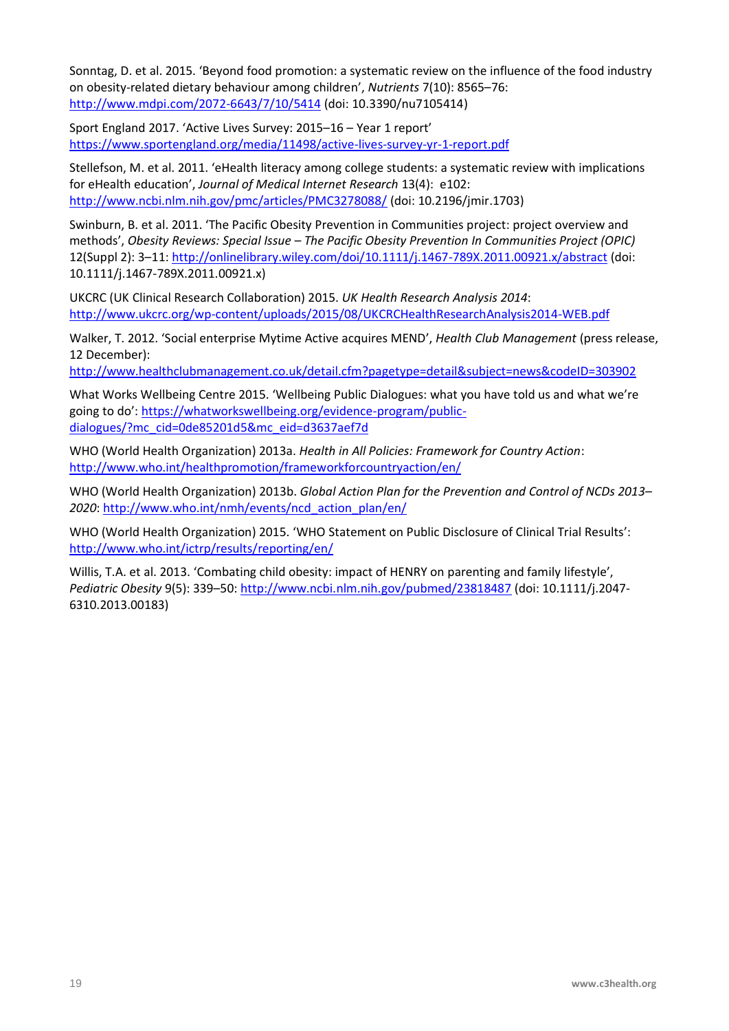Sonntag, D. et al. 2015. 'Beyond food promotion: a systematic review on the influence of the food industry on obesity-related dietary behaviour among children', *Nutrients* 7(10): 8565–76: http://www.mdpi.com/2072-6643/7/10/5414 (doi: 10.3390/nu7105414)

Sport England 2017. 'Active Lives Survey: 2015–16 – Year 1 report' https://www.sportengland.org/media/11498/active-lives-survey-yr-1-report.pdf

Stellefson, M. et al. 2011. 'eHealth literacy among college students: a systematic review with implications for eHealth education', *Journal of Medical Internet Research* 13(4): e102: http://www.ncbi.nlm.nih.gov/pmc/articles/PMC3278088/ (doi: 10.2196/jmir.1703)

Swinburn, B. et al. 2011. 'The Pacific Obesity Prevention in Communities project: project overview and methods', *Obesity Reviews: Special Issue – The Pacific Obesity Prevention In Communities Project (OPIC)* 12(Suppl 2): 3–11: http://onlinelibrary.wiley.com/doi/10.1111/j.1467-789X.2011.00921.x/abstract (doi: 10.1111/j.1467-789X.2011.00921.x)

UKCRC (UK Clinical Research Collaboration) 2015. *UK Health Research Analysis 2014*: http://www.ukcrc.org/wp-content/uploads/2015/08/UKCRCHealthResearchAnalysis2014-WEB.pdf

Walker, T. 2012. 'Social enterprise Mytime Active acquires MEND', *Health Club Management* (press release, 12 December): http://www.healthclubmanagement.co.uk/detail.cfm?pagetype=detail&subject=news&codeID=303902

What Works Wellbeing Centre 2015. 'Wellbeing Public Dialogues: what you have told us and what we're going to do': https://whatworkswellbeing.org/evidence-program/public-dialogues/?mc_cid=0de85201d5&mc_eid=d3637aef7d

WHO (World Health Organization) 2013a. *Health in All Policies: Framework for Country Action*: http://www.who.int/healthpromotion/frameworkforcountryaction/en/

WHO (World Health Organization) 2013b. *Global Action Plan for the Prevention and Control of NCDs 2013–2020*: http://www.who.int/nmh/events/ncd_action_plan/en/

WHO (World Health Organization) 2015. 'WHO Statement on Public Disclosure of Clinical Trial Results': http://www.who.int/ictrp/results/reporting/en/

Willis, T.A. et al. 2013. 'Combating child obesity: impact of HENRY on parenting and family lifestyle', *Pediatric Obesity* 9(5): 339–50: http://www.ncbi.nlm.nih.gov/pubmed/23818487 (doi: 10.1111/j.2047-6310.2013.00183)